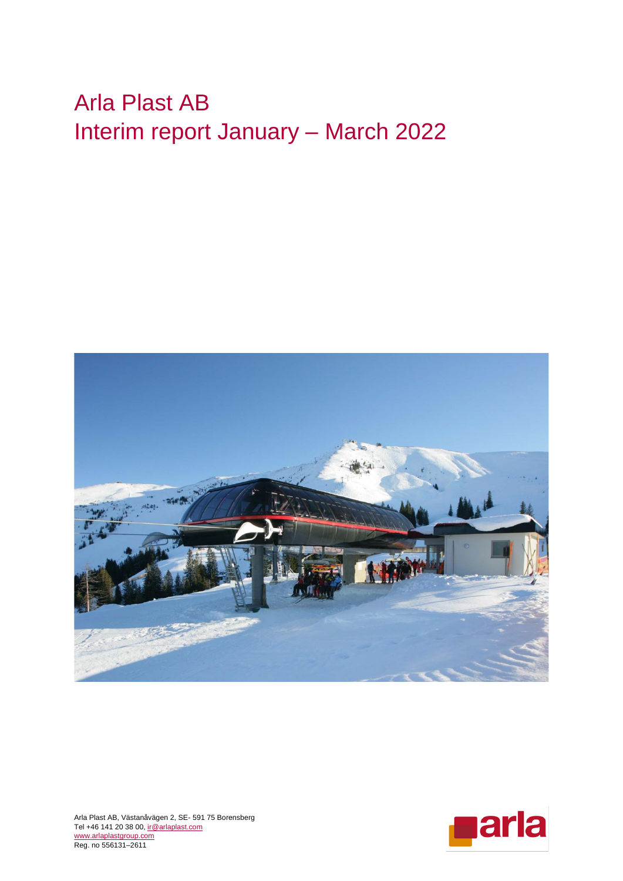# Arla Plast AB
# Interim report January – March 2022

Arla Plast AB, Västanåvägen 2, SE- 591 75 Borensberg
Tel +46 141 20 38 00, ir@arlaplast.com
www.arlaplastgroup.com
Reg. no 556131–2611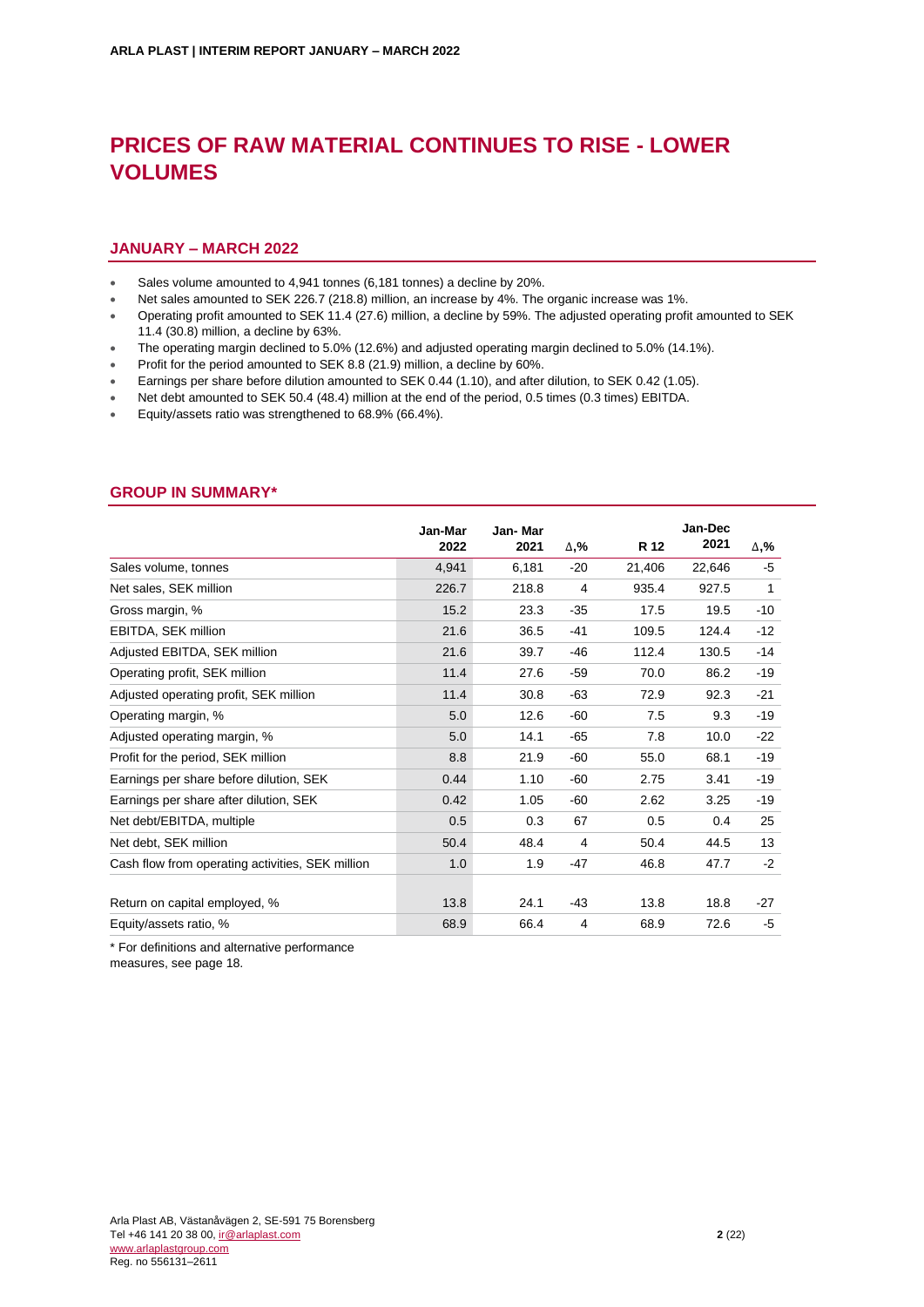# PRICES OF RAW MATERIAL CONTINUES TO RISE - LOWER VOLUMES

## JANUARY – MARCH 2022

- Sales volume amounted to 4,941 tonnes (6,181 tonnes) a decline by 20%.
- Net sales amounted to SEK 226.7 (218.8) million, an increase by 4%. The organic increase was 1%.
- Operating profit amounted to SEK 11.4 (27.6) million, a decline by 59%. The adjusted operating profit amounted to SEK 11.4 (30.8) million, a decline by 63%.
- The operating margin declined to 5.0% (12.6%) and adjusted operating margin declined to 5.0% (14.1%).
- Profit for the period amounted to SEK 8.8 (21.9) million, a decline by 60%.
- Earnings per share before dilution amounted to SEK 0.44 (1.10), and after dilution, to SEK 0.42 (1.05).
- Net debt amounted to SEK 50.4 (48.4) million at the end of the period, 0.5 times (0.3 times) EBITDA.
- Equity/assets ratio was strengthened to 68.9% (66.4%).

## GROUP IN SUMMARY*

| | Jan-Mar 2022 | Jan- Mar 2021 | Δ,% | R 12 | Jan-Dec 2021 | Δ,% |
|---|---|---|---|---|---|---|
| Sales volume, tonnes | 4,941 | 6,181 | -20 | 21,406 | 22,646 | -5 |
| Net sales, SEK million | 226.7 | 218.8 | 4 | 935.4 | 927.5 | 1 |
| Gross margin, % | 15.2 | 23.3 | -35 | 17.5 | 19.5 | -10 |
| EBITDA, SEK million | 21.6 | 36.5 | -41 | 109.5 | 124.4 | -12 |
| Adjusted EBITDA, SEK million | 21.6 | 39.7 | -46 | 112.4 | 130.5 | -14 |
| Operating profit, SEK million | 11.4 | 27.6 | -59 | 70.0 | 86.2 | -19 |
| Adjusted operating profit, SEK million | 11.4 | 30.8 | -63 | 72.9 | 92.3 | -21 |
| Operating margin, % | 5.0 | 12.6 | -60 | 7.5 | 9.3 | -19 |
| Adjusted operating margin, % | 5.0 | 14.1 | -65 | 7.8 | 10.0 | -22 |
| Profit for the period, SEK million | 8.8 | 21.9 | -60 | 55.0 | 68.1 | -19 |
| Earnings per share before dilution, SEK | 0.44 | 1.10 | -60 | 2.75 | 3.41 | -19 |
| Earnings per share after dilution, SEK | 0.42 | 1.05 | -60 | 2.62 | 3.25 | -19 |
| Net debt/EBITDA, multiple | 0.5 | 0.3 | 67 | 0.5 | 0.4 | 25 |
| Net debt, SEK million | 50.4 | 48.4 | 4 | 50.4 | 44.5 | 13 |
| Cash flow from operating activities, SEK million | 1.0 | 1.9 | -47 | 46.8 | 47.7 | -2 |
| Return on capital employed, % | 13.8 | 24.1 | -43 | 13.8 | 18.8 | -27 |
| Equity/assets ratio, % | 68.9 | 66.4 | 4 | 68.9 | 72.6 | -5 |

\* For definitions and alternative performance measures, see page 18.

Arla Plast AB, Västanåvägen 2, SE-591 75 Borensberg
Tel +46 141 20 38 00, ir@arlaplast.com
www.arlaplastgroup.com
Reg. no 556131–2611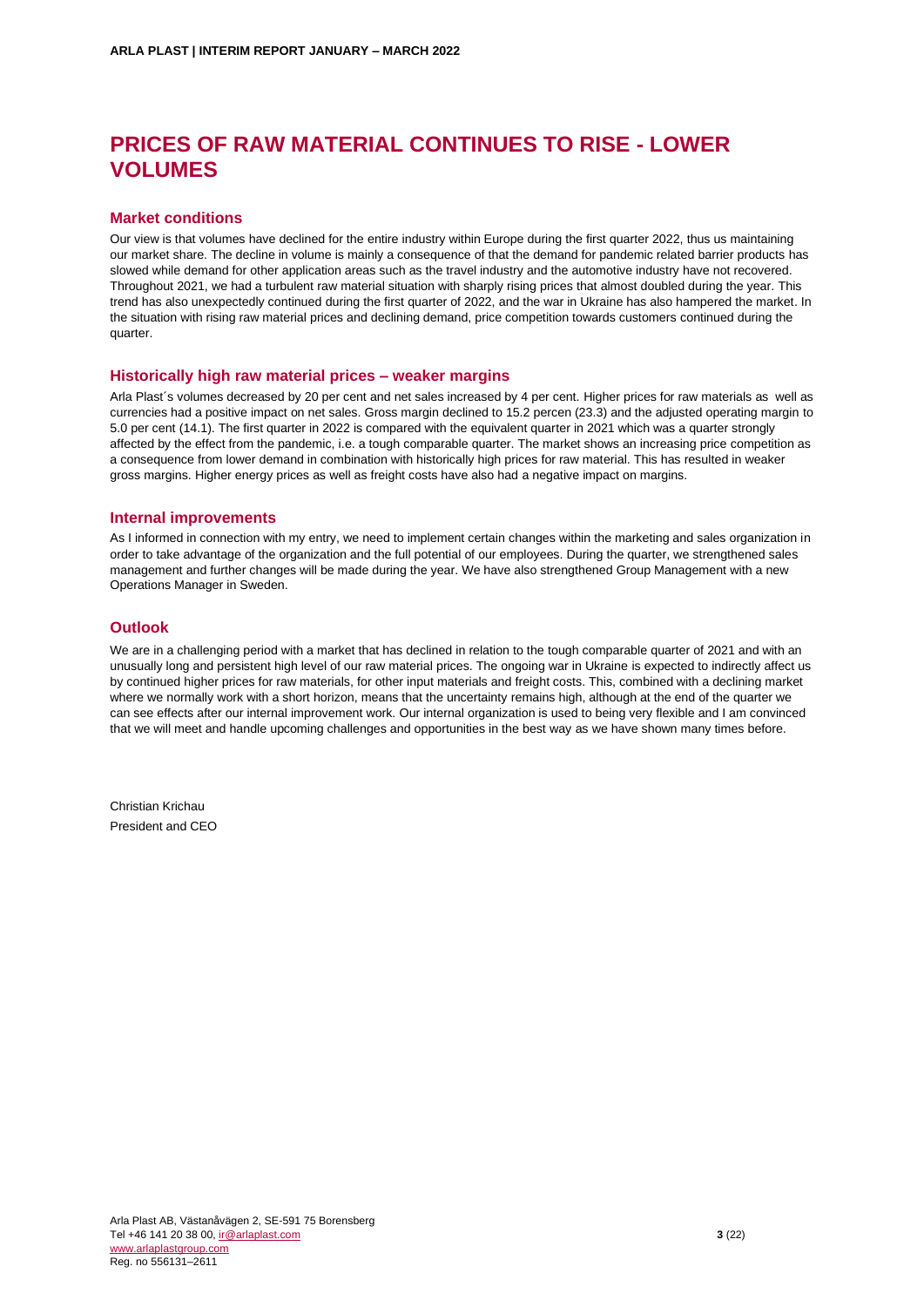# PRICES OF RAW MATERIAL CONTINUES TO RISE - LOWER VOLUMES

## Market conditions

Our view is that volumes have declined for the entire industry within Europe during the first quarter 2022, thus us maintaining our market share. The decline in volume is mainly a consequence of that the demand for pandemic related barrier products has slowed while demand for other application areas such as the travel industry and the automotive industry have not recovered. Throughout 2021, we had a turbulent raw material situation with sharply rising prices that almost doubled during the year. This trend has also unexpectedly continued during the first quarter of 2022, and the war in Ukraine has also hampered the market. In the situation with rising raw material prices and declining demand, price competition towards customers continued during the quarter.

## Historically high raw material prices – weaker margins

Arla Plast´s volumes decreased by 20 per cent and net sales increased by 4 per cent. Higher prices for raw materials as well as currencies had a positive impact on net sales. Gross margin declined to 15.2 percen (23.3) and the adjusted operating margin to 5.0 per cent (14.1). The first quarter in 2022 is compared with the equivalent quarter in 2021 which was a quarter strongly affected by the effect from the pandemic, i.e. a tough comparable quarter. The market shows an increasing price competition as a consequence from lower demand in combination with historically high prices for raw material. This has resulted in weaker gross margins. Higher energy prices as well as freight costs have also had a negative impact on margins.

## Internal improvements

As I informed in connection with my entry, we need to implement certain changes within the marketing and sales organization in order to take advantage of the organization and the full potential of our employees. During the quarter, we strengthened sales management and further changes will be made during the year. We have also strengthened Group Management with a new Operations Manager in Sweden.

## Outlook

We are in a challenging period with a market that has declined in relation to the tough comparable quarter of 2021 and with an unusually long and persistent high level of our raw material prices. The ongoing war in Ukraine is expected to indirectly affect us by continued higher prices for raw materials, for other input materials and freight costs. This, combined with a declining market where we normally work with a short horizon, means that the uncertainty remains high, although at the end of the quarter we can see effects after our internal improvement work. Our internal organization is used to being very flexible and I am convinced that we will meet and handle upcoming challenges and opportunities in the best way as we have shown many times before.

Christian Krichau
President and CEO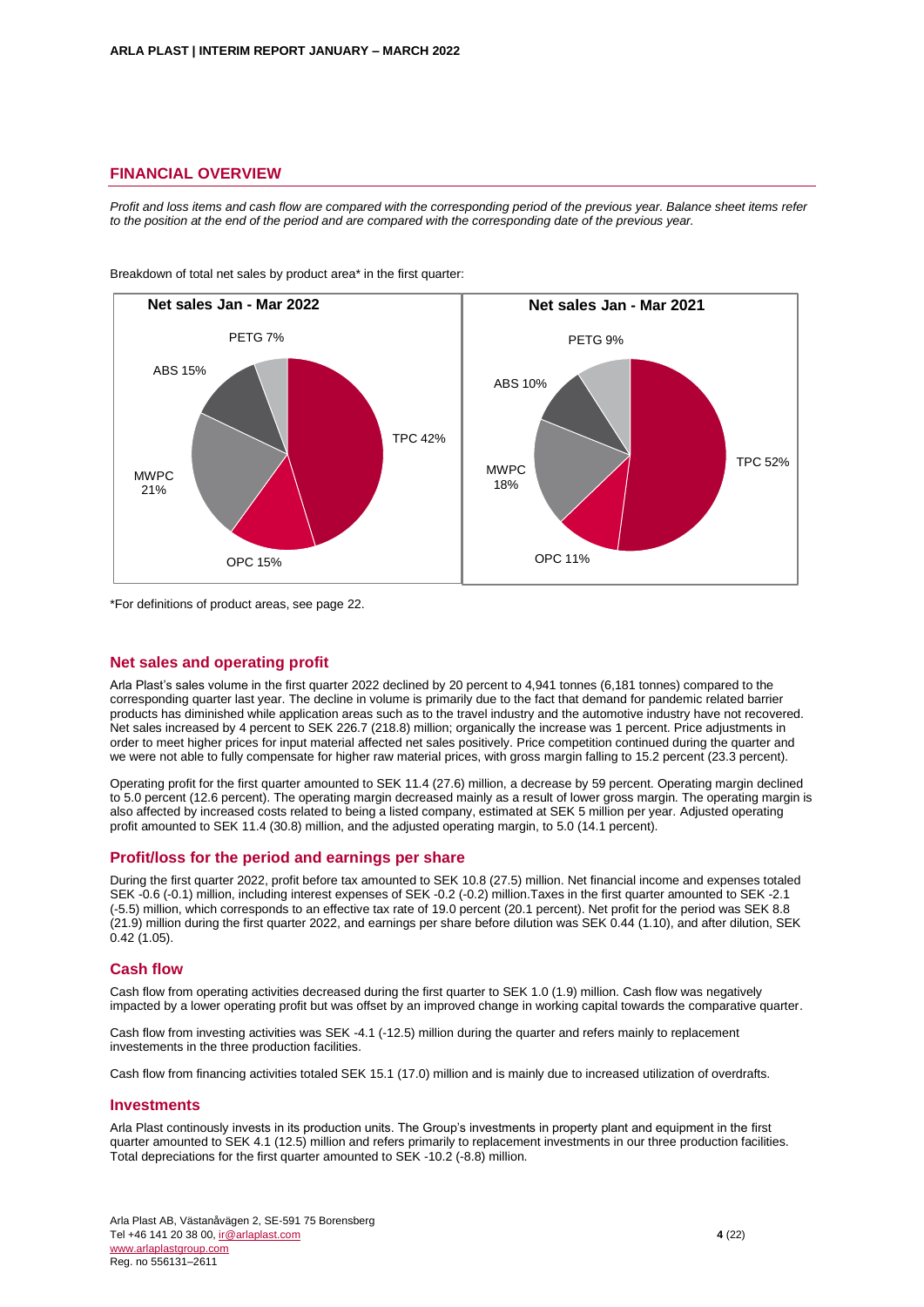## FINANCIAL OVERVIEW

*Profit and loss items and cash flow are compared with the corresponding period of the previous year. Balance sheet items refer to the position at the end of the period and are compared with the corresponding date of the previous year.*

Breakdown of total net sales by product area* in the first quarter:

**Net sales Jan - Mar 2022**

PETG 7%
ABS 15%
TPC 42%
MWPC 21%
OPC 15%

**Net sales Jan - Mar 2021**

PETG 9%
ABS 10%
TPC 52%
MWPC 18%
OPC 11%

*For definitions of product areas, see page 22.

### Net sales and operating profit

Arla Plast's sales volume in the first quarter 2022 declined by 20 percent to 4,941 tonnes (6,181 tonnes) compared to the corresponding quarter last year. The decline in volume is primarily due to the fact that demand for pandemic related barrier products has diminished while application areas such as to the travel industry and the automotive industry have not recovered. Net sales increased by 4 percent to SEK 226.7 (218.8) million; organically the increase was 1 percent. Price adjustments in order to meet higher prices for input material affected net sales positively. Price competition continued during the quarter and we were not able to fully compensate for higher raw material prices, with gross margin falling to 15.2 percent (23.3 percent).

Operating profit for the first quarter amounted to SEK 11.4 (27.6) million, a decrease by 59 percent. Operating margin declined to 5.0 percent (12.6 percent). The operating margin decreased mainly as a result of lower gross margin. The operating margin is also affected by increased costs related to being a listed company, estimated at SEK 5 million per year. Adjusted operating profit amounted to SEK 11.4 (30.8) million, and the adjusted operating margin, to 5.0 (14.1 percent).

### Profit/loss for the period and earnings per share

During the first quarter 2022, profit before tax amounted to SEK 10.8 (27.5) million. Net financial income and expenses totaled SEK -0.6 (-0.1) million, including interest expenses of SEK -0.2 (-0.2) million.Taxes in the first quarter amounted to SEK -2.1 (-5.5) million, which corresponds to an effective tax rate of 19.0 percent (20.1 percent). Net profit for the period was SEK 8.8 (21.9) million during the first quarter 2022, and earnings per share before dilution was SEK 0.44 (1.10), and after dilution, SEK 0.42 (1.05).

### Cash flow

Cash flow from operating activities decreased during the first quarter to SEK 1.0 (1.9) million. Cash flow was negatively impacted by a lower operating profit but was offset by an improved change in working capital towards the comparative quarter.

Cash flow from investing activities was SEK -4.1 (-12.5) million during the quarter and refers mainly to replacement investements in the three production facilities.

Cash flow from financing activities totaled SEK 15.1 (17.0) million and is mainly due to increased utilization of overdrafts.

### Investments

Arla Plast continously invests in its production units. The Group's investments in property plant and equipment in the first quarter amounted to SEK 4.1 (12.5) million and refers primarily to replacement investments in our three production facilities. Total depreciations for the first quarter amounted to SEK -10.2 (-8.8) million.

Arla Plast AB, Västanåvägen 2, SE-591 75 Borensberg
Tel +46 141 20 38 00, ir@arlaplast.com
www.arlaplastgroup.com
Reg. no 556131–2611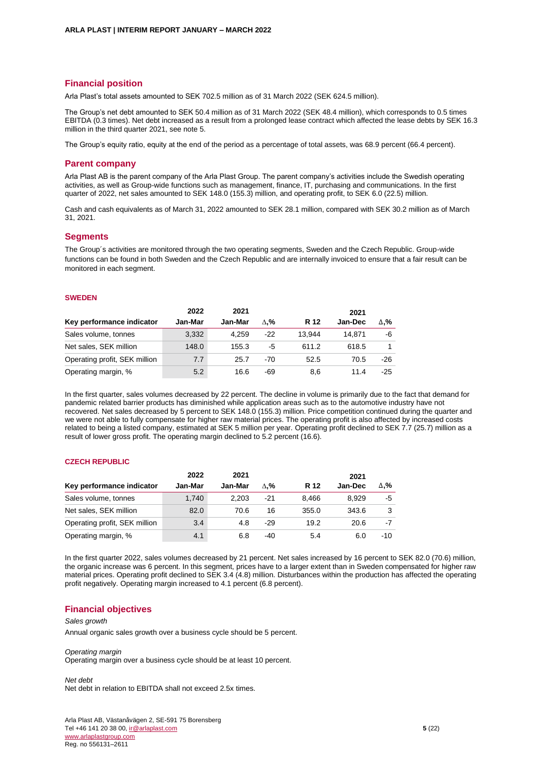## Financial position

Arla Plast's total assets amounted to SEK 702.5 million as of 31 March 2022 (SEK 624.5 million).

The Group's net debt amounted to SEK 50.4 million as of 31 March 2022 (SEK 48.4 million), which corresponds to 0.5 times EBITDA (0.3 times). Net debt increased as a result from a prolonged lease contract which affected the lease debts by SEK 16.3 million in the third quarter 2021, see note 5.

The Group's equity ratio, equity at the end of the period as a percentage of total assets, was 68.9 percent (66.4 percent).

## Parent company

Arla Plast AB is the parent company of the Arla Plast Group. The parent company's activities include the Swedish operating activities, as well as Group-wide functions such as management, finance, IT, purchasing and communications. In the first quarter of 2022, net sales amounted to SEK 148.0 (155.3) million, and operating profit, to SEK 6.0 (22.5) million.

Cash and cash equivalents as of March 31, 2022 amounted to SEK 28.1 million, compared with SEK 30.2 million as of March 31, 2021.

## Segments

The Group´s activities are monitored through the two operating segments, Sweden and the Czech Republic. Group-wide functions can be found in both Sweden and the Czech Republic and are internally invoiced to ensure that a fair result can be monitored in each segment.

### SWEDEN

| Key performance indicator | 2022 Jan-Mar | 2021 Jan-Mar | ∆,% | R 12 | 2021 Jan-Dec | ∆,% |
|---|---|---|---|---|---|---|
| Sales volume, tonnes | 3,332 | 4,259 | -22 | 13,944 | 14,871 | -6 |
| Net sales, SEK million | 148.0 | 155.3 | -5 | 611.2 | 618.5 | 1 |
| Operating profit, SEK million | 7.7 | 25.7 | -70 | 52.5 | 70.5 | -26 |
| Operating margin, % | 5.2 | 16.6 | -69 | 8,6 | 11.4 | -25 |

In the first quarter, sales volumes decreased by 22 percent. The decline in volume is primarily due to the fact that demand for pandemic related barrier products has diminished while application areas such as to the automotive industry have not recovered. Net sales decreased by 5 percent to SEK 148.0 (155.3) million. Price competition continued during the quarter and we were not able to fully compensate for higher raw material prices. The operating profit is also affected by increased costs related to being a listed company, estimated at SEK 5 million per year. Operating profit declined to SEK 7.7 (25.7) million as a result of lower gross profit. The operating margin declined to 5.2 percent (16.6).

### CZECH REPUBLIC

| Key performance indicator | 2022 Jan-Mar | 2021 Jan-Mar | ∆,% | R 12 | 2021 Jan-Dec | ∆,% |
|---|---|---|---|---|---|---|
| Sales volume, tonnes | 1,740 | 2,203 | -21 | 8,466 | 8,929 | -5 |
| Net sales, SEK million | 82.0 | 70.6 | 16 | 355.0 | 343.6 | 3 |
| Operating profit, SEK million | 3.4 | 4.8 | -29 | 19.2 | 20.6 | -7 |
| Operating margin, % | 4.1 | 6.8 | -40 | 5.4 | 6.0 | -10 |

In the first quarter 2022, sales volumes decreased by 21 percent. Net sales increased by 16 percent to SEK 82.0 (70.6) million, the organic increase was 6 percent. In this segment, prices have to a larger extent than in Sweden compensated for higher raw material prices. Operating profit declined to SEK 3.4 (4.8) million. Disturbances within the production has affected the operating profit negatively. Operating margin increased to 4.1 percent (6.8 percent).

## Financial objectives

*Sales growth*

Annual organic sales growth over a business cycle should be 5 percent.

*Operating margin*

Operating margin over a business cycle should be at least 10 percent.

*Net debt*

Net debt in relation to EBITDA shall not exceed 2.5x times.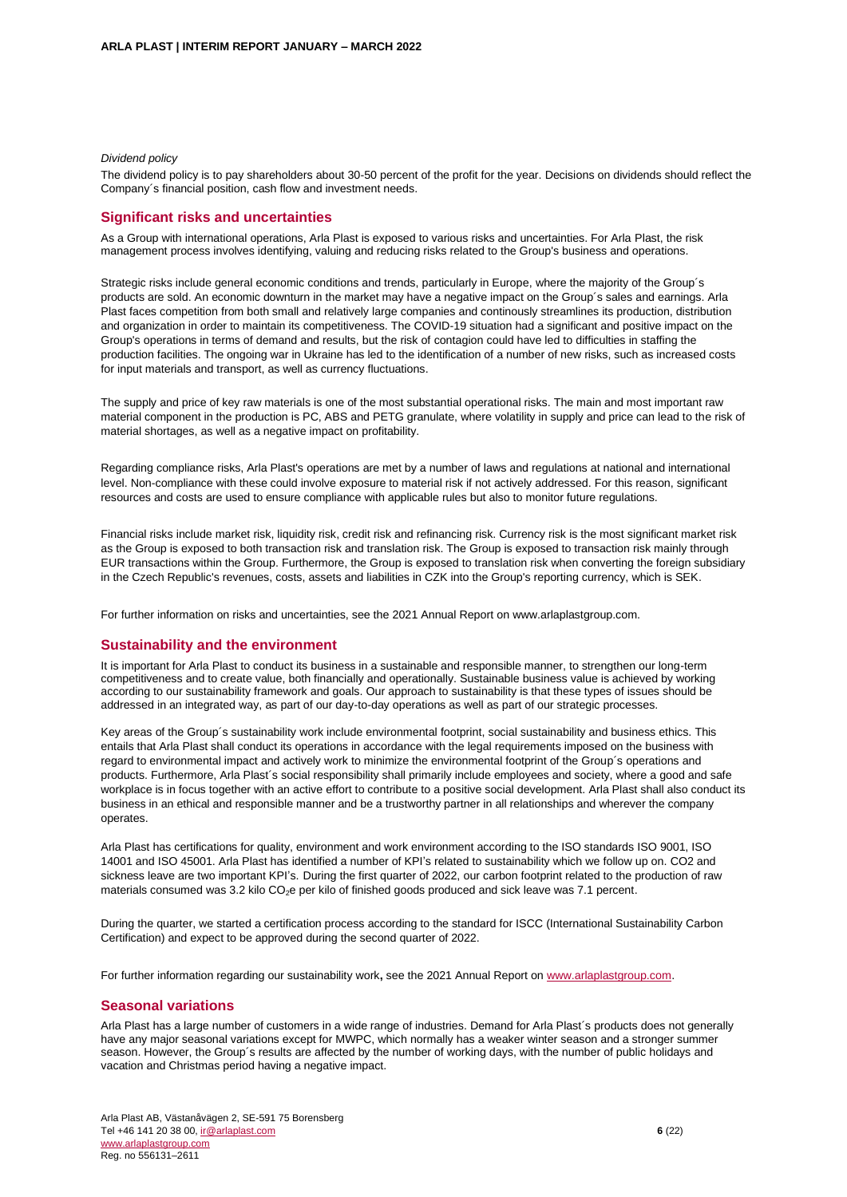*Dividend policy*

The dividend policy is to pay shareholders about 30-50 percent of the profit for the year. Decisions on dividends should reflect the Company´s financial position, cash flow and investment needs.

## Significant risks and uncertainties

As a Group with international operations, Arla Plast is exposed to various risks and uncertainties. For Arla Plast, the risk management process involves identifying, valuing and reducing risks related to the Group's business and operations.

Strategic risks include general economic conditions and trends, particularly in Europe, where the majority of the Group´s products are sold. An economic downturn in the market may have a negative impact on the Group´s sales and earnings. Arla Plast faces competition from both small and relatively large companies and continously streamlines its production, distribution and organization in order to maintain its competitiveness. The COVID-19 situation had a significant and positive impact on the Group's operations in terms of demand and results, but the risk of contagion could have led to difficulties in staffing the production facilities. The ongoing war in Ukraine has led to the identification of a number of new risks, such as increased costs for input materials and transport, as well as currency fluctuations.

The supply and price of key raw materials is one of the most substantial operational risks. The main and most important raw material component in the production is PC, ABS and PETG granulate, where volatility in supply and price can lead to the risk of material shortages, as well as a negative impact on profitability.

Regarding compliance risks, Arla Plast's operations are met by a number of laws and regulations at national and international level. Non-compliance with these could involve exposure to material risk if not actively addressed. For this reason, significant resources and costs are used to ensure compliance with applicable rules but also to monitor future regulations.

Financial risks include market risk, liquidity risk, credit risk and refinancing risk. Currency risk is the most significant market risk as the Group is exposed to both transaction risk and translation risk. The Group is exposed to transaction risk mainly through EUR transactions within the Group. Furthermore, the Group is exposed to translation risk when converting the foreign subsidiary in the Czech Republic's revenues, costs, assets and liabilities in CZK into the Group's reporting currency, which is SEK.

For further information on risks and uncertainties, see the 2021 Annual Report on www.arlaplastgroup.com.

## Sustainability and the environment

It is important for Arla Plast to conduct its business in a sustainable and responsible manner, to strengthen our long-term competitiveness and to create value, both financially and operationally. Sustainable business value is achieved by working according to our sustainability framework and goals. Our approach to sustainability is that these types of issues should be addressed in an integrated way, as part of our day-to-day operations as well as part of our strategic processes.

Key areas of the Group´s sustainability work include environmental footprint, social sustainability and business ethics. This entails that Arla Plast shall conduct its operations in accordance with the legal requirements imposed on the business with regard to environmental impact and actively work to minimize the environmental footprint of the Group´s operations and products. Furthermore, Arla Plast´s social responsibility shall primarily include employees and society, where a good and safe workplace is in focus together with an active effort to contribute to a positive social development. Arla Plast shall also conduct its business in an ethical and responsible manner and be a trustworthy partner in all relationships and wherever the company operates.

Arla Plast has certifications for quality, environment and work environment according to the ISO standards ISO 9001, ISO 14001 and ISO 45001. Arla Plast has identified a number of KPI's related to sustainability which we follow up on. CO2 and sickness leave are two important KPI's. During the first quarter of 2022, our carbon footprint related to the production of raw materials consumed was 3.2 kilo $CO_2e$ per kilo of finished goods produced and sick leave was 7.1 percent.

During the quarter, we started a certification process according to the standard for ISCC (International Sustainability Carbon Certification) and expect to be approved during the second quarter of 2022.

For further information regarding our sustainability work**,** see the 2021 Annual Report on www.arlaplastgroup.com.

## Seasonal variations

Arla Plast has a large number of customers in a wide range of industries. Demand for Arla Plast´s products does not generally have any major seasonal variations except for MWPC, which normally has a weaker winter season and a stronger summer season. However, the Group´s results are affected by the number of working days, with the number of public holidays and vacation and Christmas period having a negative impact.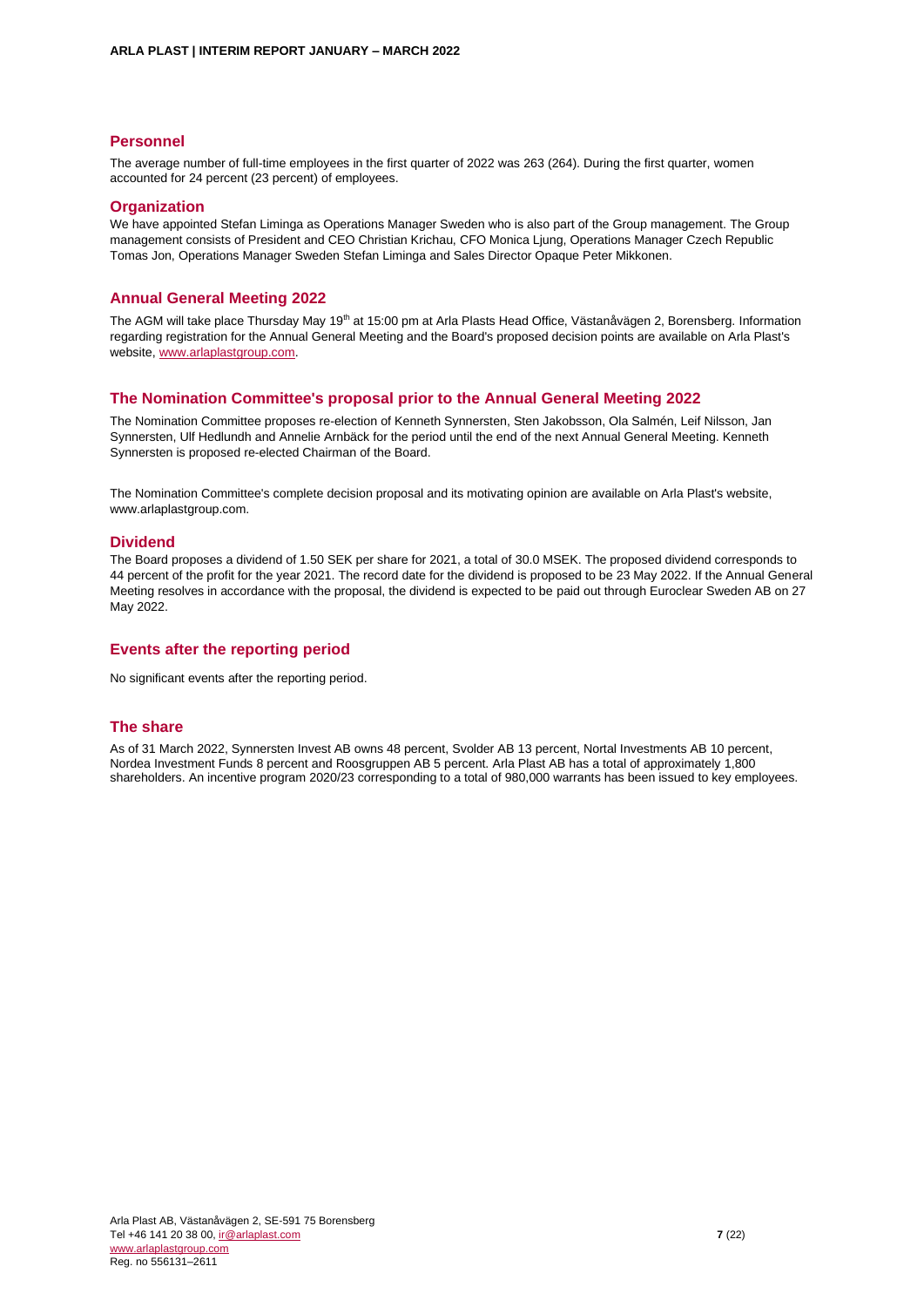## Personnel

The average number of full-time employees in the first quarter of 2022 was 263 (264). During the first quarter, women accounted for 24 percent (23 percent) of employees.

## Organization

We have appointed Stefan Liminga as Operations Manager Sweden who is also part of the Group management. The Group management consists of President and CEO Christian Krichau, CFO Monica Ljung, Operations Manager Czech Republic Tomas Jon, Operations Manager Sweden Stefan Liminga and Sales Director Opaque Peter Mikkonen.

## Annual General Meeting 2022

The AGM will take place Thursday May 19th at 15:00 pm at Arla Plasts Head Office, Västanåvägen 2, Borensberg. Information regarding registration for the Annual General Meeting and the Board's proposed decision points are available on Arla Plast's website, www.arlaplastgroup.com.

## The Nomination Committee's proposal prior to the Annual General Meeting 2022

The Nomination Committee proposes re-election of Kenneth Synnersten, Sten Jakobsson, Ola Salmén, Leif Nilsson, Jan Synnersten, Ulf Hedlundh and Annelie Arnbäck for the period until the end of the next Annual General Meeting. Kenneth Synnersten is proposed re-elected Chairman of the Board.

The Nomination Committee's complete decision proposal and its motivating opinion are available on Arla Plast's website, www.arlaplastgroup.com.

## Dividend

The Board proposes a dividend of 1.50 SEK per share for 2021, a total of 30.0 MSEK. The proposed dividend corresponds to 44 percent of the profit for the year 2021. The record date for the dividend is proposed to be 23 May 2022. If the Annual General Meeting resolves in accordance with the proposal, the dividend is expected to be paid out through Euroclear Sweden AB on 27 May 2022.

## Events after the reporting period

No significant events after the reporting period.

## The share

As of 31 March 2022, Synnersten Invest AB owns 48 percent, Svolder AB 13 percent, Nortal Investments AB 10 percent, Nordea Investment Funds 8 percent and Roosgruppen AB 5 percent. Arla Plast AB has a total of approximately 1,800 shareholders. An incentive program 2020/23 corresponding to a total of 980,000 warrants has been issued to key employees.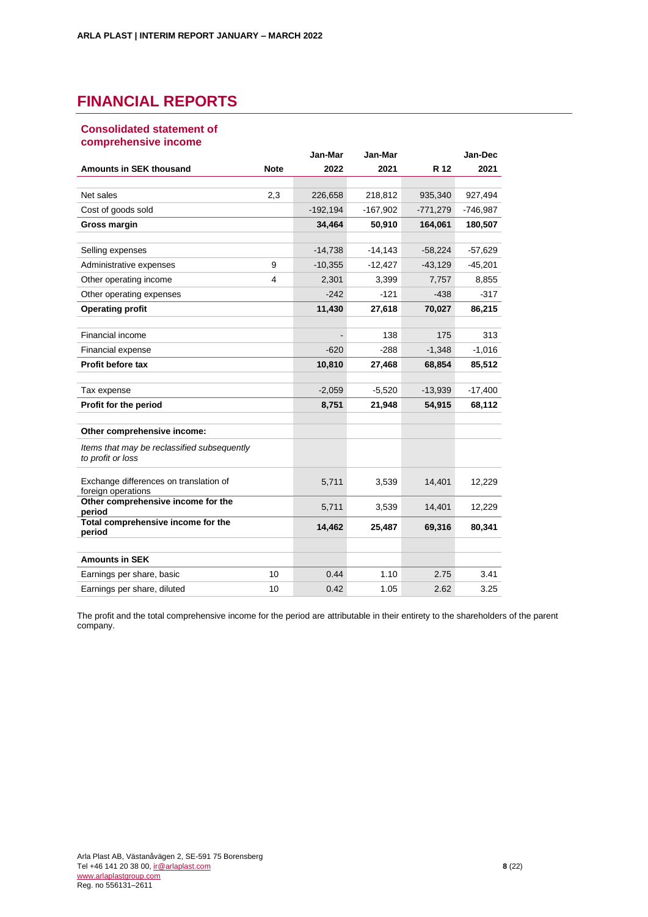# FINANCIAL REPORTS

## Consolidated statement of comprehensive income

| Amounts in SEK thousand | Note | Jan-Mar 2022 | Jan-Mar 2021 | R 12 | Jan-Dec 2021 |
|---|---|---|---|---|---|
| Net sales | 2,3 | 226,658 | 218,812 | 935,340 | 927,494 |
| Cost of goods sold | | -192,194 | -167,902 | -771,279 | -746,987 |
| **Gross margin** | | **34,464** | **50,910** | **164,061** | **180,507** |
| Selling expenses | | -14,738 | -14,143 | -58,224 | -57,629 |
| Administrative expenses | 9 | -10,355 | -12,427 | -43,129 | -45,201 |
| Other operating income | 4 | 2,301 | 3,399 | 7,757 | 8,855 |
| Other operating expenses | | -242 | -121 | -438 | -317 |
| **Operating profit** | | **11,430** | **27,618** | **70,027** | **86,215** |
| Financial income | | - | 138 | 175 | 313 |
| Financial expense | | -620 | -288 | -1,348 | -1,016 |
| **Profit before tax** | | **10,810** | **27,468** | **68,854** | **85,512** |
| Tax expense | | -2,059 | -5,520 | -13,939 | -17,400 |
| **Profit for the period** | | **8,751** | **21,948** | **54,915** | **68,112** |
| **Other comprehensive income:** | | | | | |
| *Items that may be reclassified subsequently to profit or loss* | | | | | |
| Exchange differences on translation of foreign operations | | 5,711 | 3,539 | 14,401 | 12,229 |
| **Other comprehensive income for the period** | | 5,711 | 3,539 | 14,401 | 12,229 |
| **Total comprehensive income for the period** | | **14,462** | **25,487** | **69,316** | **80,341** |
| **Amounts in SEK** | | | | | |
| Earnings per share, basic | 10 | 0.44 | 1.10 | 2.75 | 3.41 |
| Earnings per share, diluted | 10 | 0.42 | 1.05 | 2.62 | 3.25 |

The profit and the total comprehensive income for the period are attributable in their entirety to the shareholders of the parent company.

Arla Plast AB, Västanåvägen 2, SE-591 75 Borensberg
Tel +46 141 20 38 00, ir@arlaplast.com
www.arlaplastgroup.com
Reg. no 556131–2611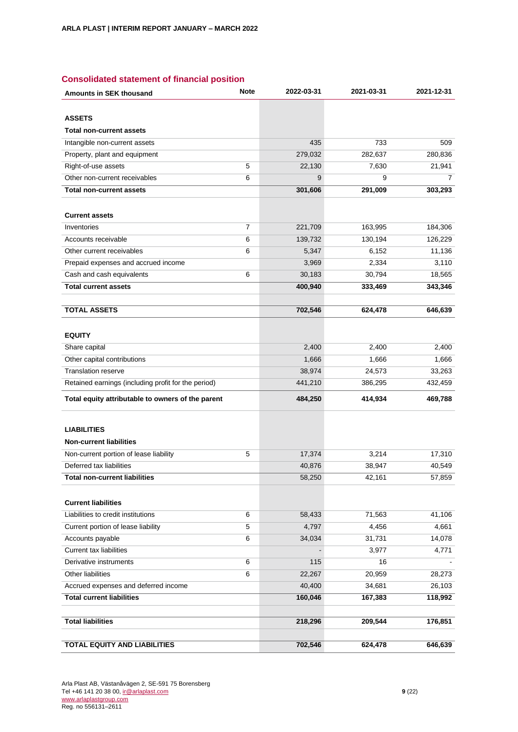## Consolidated statement of financial position

| Amounts in SEK thousand | Note | 2022-03-31 | 2021-03-31 | 2021-12-31 |
|---|---|---|---|---|
| **ASSETS** | | | | |
| **Total non-current assets** | | | | |
| Intangible non-current assets | | 435 | 733 | 509 |
| Property, plant and equipment | | 279,032 | 282,637 | 280,836 |
| Right-of-use assets | 5 | 22,130 | 7,630 | 21,941 |
| Other non-current receivables | 6 | 9 | 9 | 7 |
| **Total non-current assets** | | **301,606** | **291,009** | **303,293** |
| **Current assets** | | | | |
| Inventories | 7 | 221,709 | 163,995 | 184,306 |
| Accounts receivable | 6 | 139,732 | 130,194 | 126,229 |
| Other current receivables | 6 | 5,347 | 6,152 | 11,136 |
| Prepaid expenses and accrued income | | 3,969 | 2,334 | 3,110 |
| Cash and cash equivalents | 6 | 30,183 | 30,794 | 18,565 |
| **Total current assets** | | **400,940** | **333,469** | **343,346** |
| **TOTAL ASSETS** | | **702,546** | **624,478** | **646,639** |
| **EQUITY** | | | | |
| Share capital | | 2,400 | 2,400 | 2,400 |
| Other capital contributions | | 1,666 | 1,666 | 1,666 |
| Translation reserve | | 38,974 | 24,573 | 33,263 |
| Retained earnings (including profit for the period) | | 441,210 | 386,295 | 432,459 |
| **Total equity attributable to owners of the parent** | | **484,250** | **414,934** | **469,788** |
| **LIABILITIES** | | | | |
| **Non-current liabilities** | | | | |
| Non-current portion of lease liability | 5 | 17,374 | 3,214 | 17,310 |
| Deferred tax liabilities | | 40,876 | 38,947 | 40,549 |
| **Total non-current liabilities** | | 58,250 | 42,161 | 57,859 |
| **Current liabilities** | | | | |
| Liabilities to credit institutions | 6 | 58,433 | 71,563 | 41,106 |
| Current portion of lease liability | 5 | 4,797 | 4,456 | 4,661 |
| Accounts payable | 6 | 34,034 | 31,731 | 14,078 |
| Current tax liabilities | | - | 3,977 | 4,771 |
| Derivative instruments | 6 | 115 | 16 | - |
| Other liabilities | 6 | 22,267 | 20,959 | 28,273 |
| Accrued expenses and deferred income | | 40,400 | 34,681 | 26,103 |
| **Total current liabilities** | | **160,046** | **167,383** | **118,992** |
| **Total liabilities** | | **218,296** | **209,544** | **176,851** |
| **TOTAL EQUITY AND LIABILITIES** | | **702,546** | **624,478** | **646,639** |

Arla Plast AB, Västanåvägen 2, SE-591 75 Borensberg
Tel +46 141 20 38 00, ir@arlaplast.com
www.arlaplastgroup.com
Reg. no 556131–2611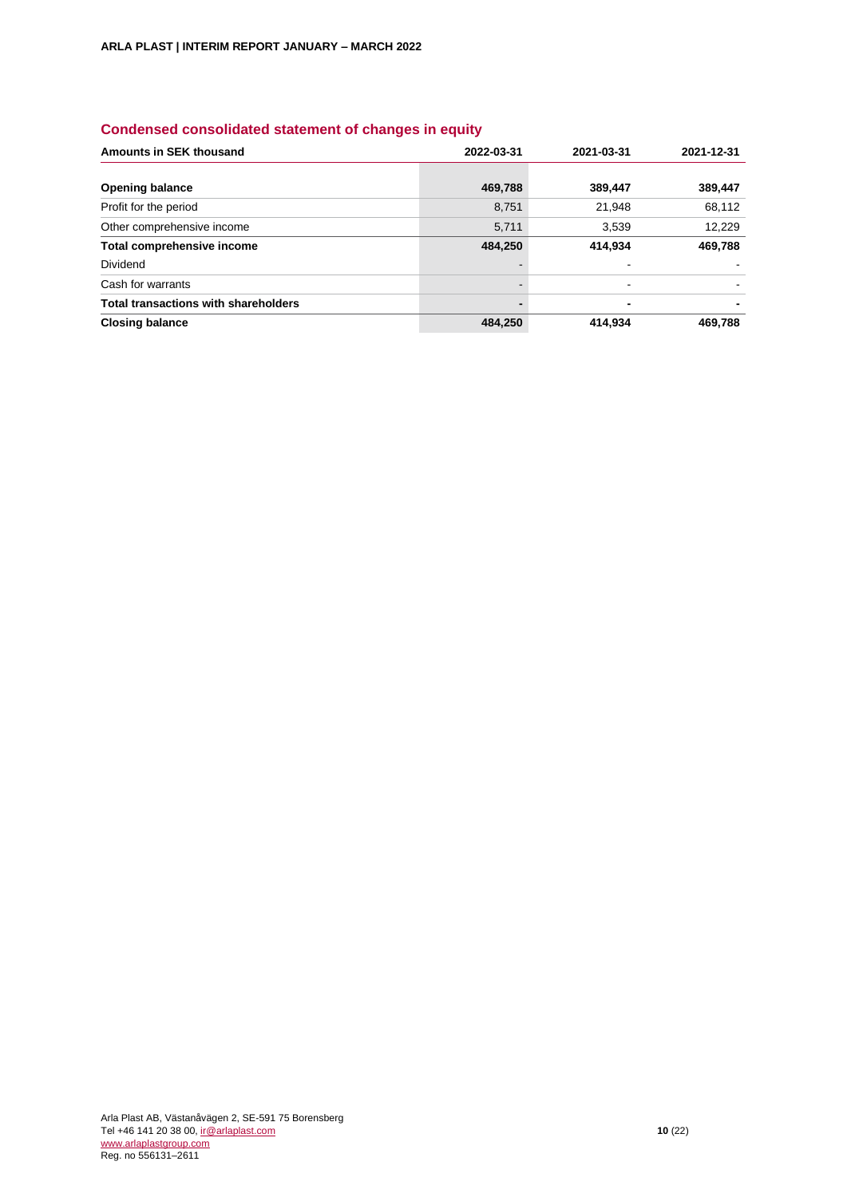## Condensed consolidated statement of changes in equity

| Amounts in SEK thousand | 2022-03-31 | 2021-03-31 | 2021-12-31 |
|---|---|---|---|
| **Opening balance** | **469,788** | **389,447** | **389,447** |
| Profit for the period | 8,751 | 21,948 | 68,112 |
| Other comprehensive income | 5,711 | 3,539 | 12,229 |
| **Total comprehensive income** | **484,250** | **414,934** | **469,788** |
| Dividend | - | - | - |
| Cash for warrants | - | - | - |
| **Total transactions with shareholders** | **-** | **-** | **-** |
| **Closing balance** | **484,250** | **414,934** | **469,788** |

Arla Plast AB, Västanåvägen 2, SE-591 75 Borensberg
Tel +46 141 20 38 00, ir@arlaplast.com
www.arlaplastgroup.com
Reg. no 556131–2611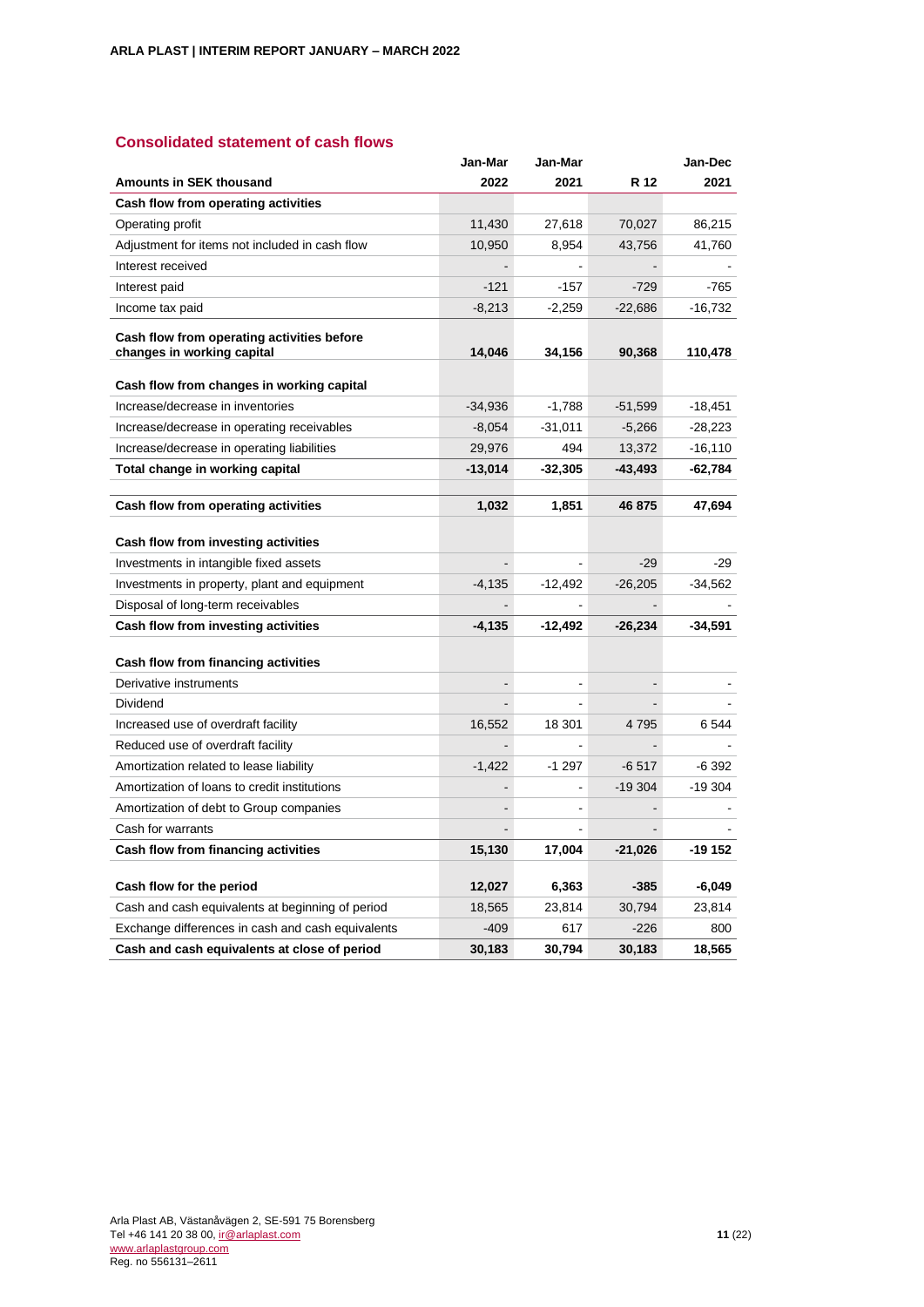## Consolidated statement of cash flows

| Amounts in SEK thousand | Jan-Mar 2022 | Jan-Mar 2021 | R 12 | Jan-Dec 2021 |
|---|---|---|---|---|
| **Cash flow from operating activities** | | | | |
| Operating profit | 11,430 | 27,618 | 70,027 | 86,215 |
| Adjustment for items not included in cash flow | 10,950 | 8,954 | 43,756 | 41,760 |
| Interest received | - | - | - | - |
| Interest paid | -121 | -157 | -729 | -765 |
| Income tax paid | -8,213 | -2,259 | -22,686 | -16,732 |
| **Cash flow from operating activities before changes in working capital** | **14,046** | **34,156** | **90,368** | **110,478** |
| **Cash flow from changes in working capital** | | | | |
| Increase/decrease in inventories | -34,936 | -1,788 | -51,599 | -18,451 |
| Increase/decrease in operating receivables | -8,054 | -31,011 | -5,266 | -28,223 |
| Increase/decrease in operating liabilities | 29,976 | 494 | 13,372 | -16,110 |
| **Total change in working capital** | **-13,014** | **-32,305** | **-43,493** | **-62,784** |
| **Cash flow from operating activities** | **1,032** | **1,851** | **46 875** | **47,694** |
| **Cash flow from investing activities** | | | | |
| Investments in intangible fixed assets | - | - | -29 | -29 |
| Investments in property, plant and equipment | -4,135 | -12,492 | -26,205 | -34,562 |
| Disposal of long-term receivables | - | - | - | - |
| **Cash flow from investing activities** | **-4,135** | **-12,492** | **-26,234** | **-34,591** |
| **Cash flow from financing activities** | | | | |
| Derivative instruments | - | - | - | - |
| Dividend | - | - | - | - |
| Increased use of overdraft facility | 16,552 | 18 301 | 4 795 | 6 544 |
| Reduced use of overdraft facility | - | - | - | - |
| Amortization related to lease liability | -1,422 | -1 297 | -6 517 | -6 392 |
| Amortization of loans to credit institutions | - | - | -19 304 | -19 304 |
| Amortization of debt to Group companies | - | - | - | - |
| Cash for warrants | - | - | - | - |
| **Cash flow from financing activities** | **15,130** | **17,004** | **-21,026** | **-19 152** |
| **Cash flow for the period** | **12,027** | **6,363** | **-385** | **-6,049** |
| Cash and cash equivalents at beginning of period | 18,565 | 23,814 | 30,794 | 23,814 |
| Exchange differences in cash and cash equivalents | -409 | 617 | -226 | 800 |
| **Cash and cash equivalents at close of period** | **30,183** | **30,794** | **30,183** | **18,565** |

Arla Plast AB, Västanåvägen 2, SE-591 75 Borensberg
Tel +46 141 20 38 00, ir@arlaplast.com
www.arlaplastgroup.com
Reg. no 556131–2611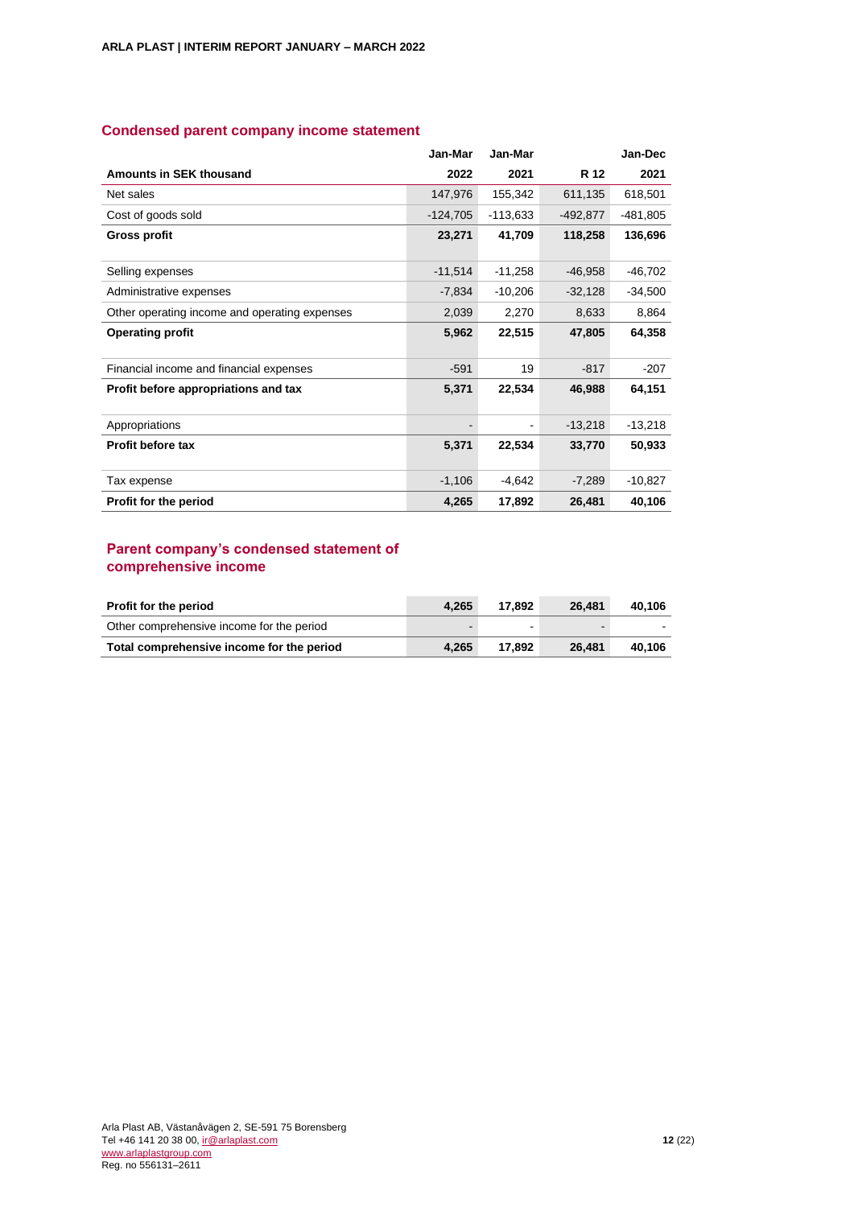## Condensed parent company income statement

| Amounts in SEK thousand | Jan-Mar 2022 | Jan-Mar 2021 | R 12 | Jan-Dec 2021 |
|---|---|---|---|---|
| Net sales | 147,976 | 155,342 | 611,135 | 618,501 |
| Cost of goods sold | -124,705 | -113,633 | -492,877 | -481,805 |
| **Gross profit** | **23,271** | **41,709** | **118,258** | **136,696** |
| Selling expenses | -11,514 | -11,258 | -46,958 | -46,702 |
| Administrative expenses | -7,834 | -10,206 | -32,128 | -34,500 |
| Other operating income and operating expenses | 2,039 | 2,270 | 8,633 | 8,864 |
| **Operating profit** | **5,962** | **22,515** | **47,805** | **64,358** |
| Financial income and financial expenses | -591 | 19 | -817 | -207 |
| **Profit before appropriations and tax** | **5,371** | **22,534** | **46,988** | **64,151** |
| Appropriations | - | - | -13,218 | -13,218 |
| **Profit before tax** | **5,371** | **22,534** | **33,770** | **50,933** |
| Tax expense | -1,106 | -4,642 | -7,289 | -10,827 |
| **Profit for the period** | **4,265** | **17,892** | **26,481** | **40,106** |

## Parent company's condensed statement of comprehensive income

| | | | | |
|---|---|---|---|---|
| **Profit for the period** | **4,265** | **17,892** | **26,481** | **40,106** |
| Other comprehensive income for the period | - | - | - | - |
| **Total comprehensive income for the period** | **4,265** | **17,892** | **26,481** | **40,106** |

Arla Plast AB, Västanåvägen 2, SE-591 75 Borensberg
Tel +46 141 20 38 00, ir@arlaplast.com
www.arlaplastgroup.com
Reg. no 556131–2611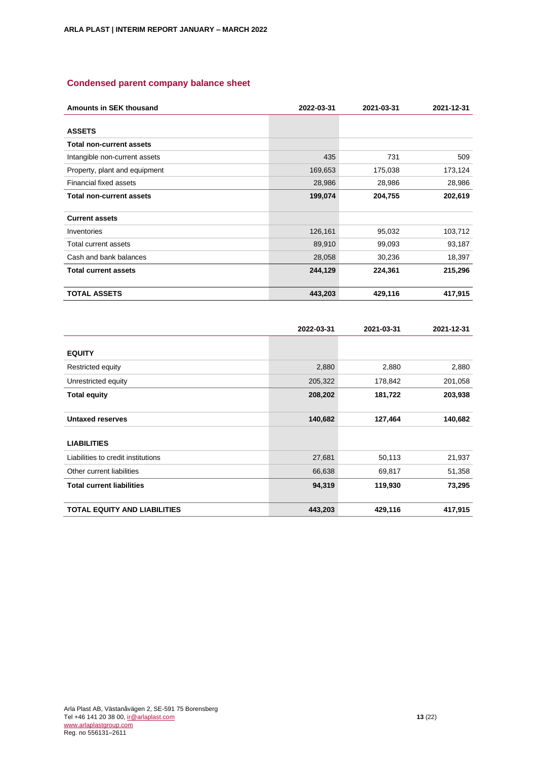## Condensed parent company balance sheet

| Amounts in SEK thousand | 2022-03-31 | 2021-03-31 | 2021-12-31 |
|---|---|---|---|
| **ASSETS** | | | |
| **Total non-current assets** | | | |
| Intangible non-current assets | 435 | 731 | 509 |
| Property, plant and equipment | 169,653 | 175,038 | 173,124 |
| Financial fixed assets | 28,986 | 28,986 | 28,986 |
| **Total non-current assets** | **199,074** | **204,755** | **202,619** |
| **Current assets** | | | |
| Inventories | 126,161 | 95,032 | 103,712 |
| Total current assets | 89,910 | 99,093 | 93,187 |
| Cash and bank balances | 28,058 | 30,236 | 18,397 |
| **Total current assets** | **244,129** | **224,361** | **215,296** |
| **TOTAL ASSETS** | **443,203** | **429,116** | **417,915** |

| | 2022-03-31 | 2021-03-31 | 2021-12-31 |
|---|---|---|---|
| **EQUITY** | | | |
| Restricted equity | 2,880 | 2,880 | 2,880 |
| Unrestricted equity | 205,322 | 178,842 | 201,058 |
| **Total equity** | **208,202** | **181,722** | **203,938** |
| **Untaxed reserves** | **140,682** | **127,464** | **140,682** |
| **LIABILITIES** | | | |
| Liabilities to credit institutions | 27,681 | 50,113 | 21,937 |
| Other current liabilities | 66,638 | 69,817 | 51,358 |
| **Total current liabilities** | **94,319** | **119,930** | **73,295** |
| **TOTAL EQUITY AND LIABILITIES** | **443,203** | **429,116** | **417,915** |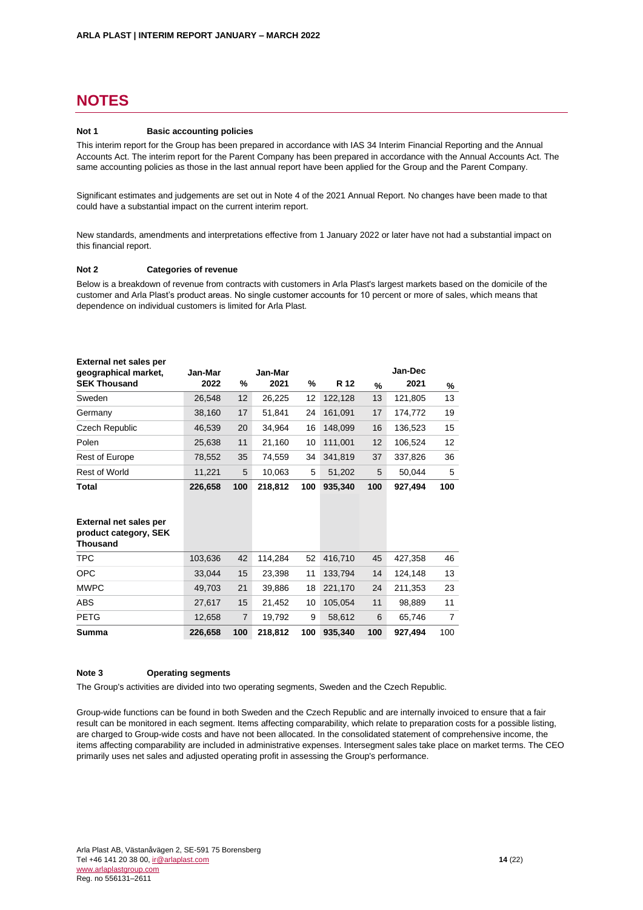# NOTES

**Not 1 Basic accounting policies**

This interim report for the Group has been prepared in accordance with IAS 34 Interim Financial Reporting and the Annual Accounts Act. The interim report for the Parent Company has been prepared in accordance with the Annual Accounts Act. The same accounting policies as those in the last annual report have been applied for the Group and the Parent Company.

Significant estimates and judgements are set out in Note 4 of the 2021 Annual Report. No changes have been made to that could have a substantial impact on the current interim report.

New standards, amendments and interpretations effective from 1 January 2022 or later have not had a substantial impact on this financial report.

**Not 2 Categories of revenue**

Below is a breakdown of revenue from contracts with customers in Arla Plast's largest markets based on the domicile of the customer and Arla Plast's product areas. No single customer accounts for 10 percent or more of sales, which means that dependence on individual customers is limited for Arla Plast.

| External net sales per geographical market, SEK Thousand | Jan-Mar 2022 | % | Jan-Mar 2021 | % | R 12 | % | Jan-Dec 2021 | % |
|---|---|---|---|---|---|---|---|---|
| Sweden | 26,548 | 12 | 26,225 | 12 | 122,128 | 13 | 121,805 | 13 |
| Germany | 38,160 | 17 | 51,841 | 24 | 161,091 | 17 | 174,772 | 19 |
| Czech Republic | 46,539 | 20 | 34,964 | 16 | 148,099 | 16 | 136,523 | 15 |
| Polen | 25,638 | 11 | 21,160 | 10 | 111,001 | 12 | 106,524 | 12 |
| Rest of Europe | 78,552 | 35 | 74,559 | 34 | 341,819 | 37 | 337,826 | 36 |
| Rest of World | 11,221 | 5 | 10,063 | 5 | 51,202 | 5 | 50,044 | 5 |
| **Total** | **226,658** | **100** | **218,812** | **100** | **935,340** | **100** | **927,494** | **100** |
| **External net sales per product category, SEK Thousand** | | | | | | | | |
| TPC | 103,636 | 42 | 114,284 | 52 | 416,710 | 45 | 427,358 | 46 |
| OPC | 33,044 | 15 | 23,398 | 11 | 133,794 | 14 | 124,148 | 13 |
| MWPC | 49,703 | 21 | 39,886 | 18 | 221,170 | 24 | 211,353 | 23 |
| ABS | 27,617 | 15 | 21,452 | 10 | 105,054 | 11 | 98,889 | 11 |
| PETG | 12,658 | 7 | 19,792 | 9 | 58,612 | 6 | 65,746 | 7 |
| **Summa** | **226,658** | **100** | **218,812** | **100** | **935,340** | **100** | **927,494** | 100 |

**Note 3 Operating segments**

The Group's activities are divided into two operating segments, Sweden and the Czech Republic.

Group-wide functions can be found in both Sweden and the Czech Republic and are internally invoiced to ensure that a fair result can be monitored in each segment. Items affecting comparability, which relate to preparation costs for a possible listing, are charged to Group-wide costs and have not been allocated. In the consolidated statement of comprehensive income, the items affecting comparability are included in administrative expenses. Intersegment sales take place on market terms. The CEO primarily uses net sales and adjusted operating profit in assessing the Group's performance.

Arla Plast AB, Västanåvägen 2, SE-591 75 Borensberg
Tel +46 141 20 38 00, ir@arlaplast.com
www.arlaplastgroup.com
Reg. no 556131–2611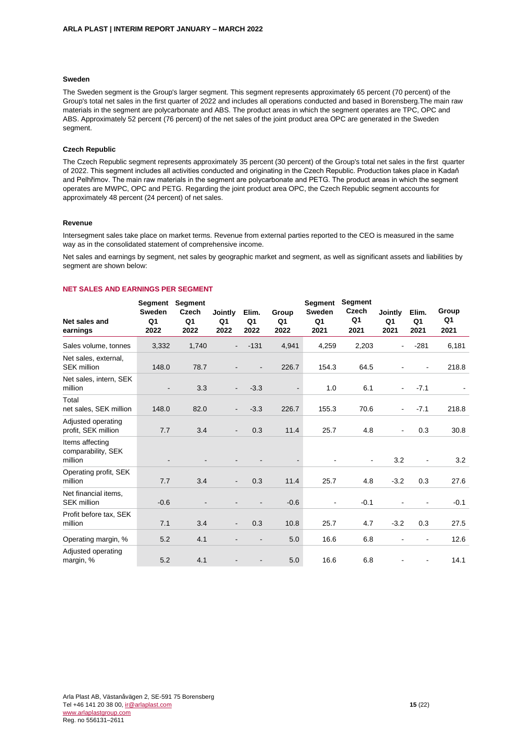### Sweden

The Sweden segment is the Group's larger segment. This segment represents approximately 65 percent (70 percent) of the Group's total net sales in the first quarter of 2022 and includes all operations conducted and based in Borensberg.The main raw materials in the segment are polycarbonate and ABS. The product areas in which the segment operates are TPC, OPC and ABS. Approximately 52 percent (76 percent) of the net sales of the joint product area OPC are generated in the Sweden segment.

### Czech Republic

The Czech Republic segment represents approximately 35 percent (30 percent) of the Group's total net sales in the first quarter of 2022. This segment includes all activities conducted and originating in the Czech Republic. Production takes place in Kadaň and Pelhřimov. The main raw materials in the segment are polycarbonate and PETG. The product areas in which the segment operates are MWPC, OPC and PETG. Regarding the joint product area OPC, the Czech Republic segment accounts for approximately 48 percent (24 percent) of net sales.

### Revenue

Intersegment sales take place on market terms. Revenue from external parties reported to the CEO is measured in the same way as in the consolidated statement of comprehensive income.

Net sales and earnings by segment, net sales by geographic market and segment, as well as significant assets and liabilities by segment are shown below:

#### NET SALES AND EARNINGS PER SEGMENT

| Net sales and earnings | Segment Sweden Q1 2022 | Segment Czech Q1 2022 | Jointly Q1 2022 | Elim. Q1 2022 | Group Q1 2022 | Segment Sweden Q1 2021 | Segment Czech Q1 2021 | Jointly Q1 2021 | Elim. Q1 2021 | Group Q1 2021 |
|---|---|---|---|---|---|---|---|---|---|---|
| Sales volume, tonnes | 3,332 | 1,740 | - | -131 | 4,941 | 4,259 | 2,203 | - | -281 | 6,181 |
| Net sales, external, SEK million | 148.0 | 78.7 | - | - | 226.7 | 154.3 | 64.5 | - | - | 218.8 |
| Net sales, intern, SEK million | - | 3.3 | - | -3.3 | - | 1.0 | 6.1 | - | -7.1 | - |
| Total net sales, SEK million | 148.0 | 82.0 | - | -3.3 | 226.7 | 155.3 | 70.6 | - | -7.1 | 218.8 |
| Adjusted operating profit, SEK million | 7.7 | 3.4 | - | 0.3 | 11.4 | 25.7 | 4.8 | - | 0.3 | 30.8 |
| Items affecting comparability, SEK million | - | - | - | - | - | - | - | 3.2 | - | 3.2 |
| Operating profit, SEK million | 7.7 | 3.4 | - | 0.3 | 11.4 | 25.7 | 4.8 | -3.2 | 0.3 | 27.6 |
| Net financial items, SEK million | -0.6 | - | - | - | -0.6 | - | -0.1 | - | - | -0.1 |
| Profit before tax, SEK million | 7.1 | 3.4 | - | 0.3 | 10.8 | 25.7 | 4.7 | -3.2 | 0.3 | 27.5 |
| Operating margin, % | 5.2 | 4.1 | - | - | 5.0 | 16.6 | 6.8 | - | - | 12.6 |
| Adjusted operating margin, % | 5.2 | 4.1 | - | - | 5.0 | 16.6 | 6.8 | - | - | 14.1 |

Arla Plast AB, Västanåvägen 2, SE-591 75 Borensberg
Tel +46 141 20 38 00, ir@arlaplast.com
www.arlaplastgroup.com
Reg. no 556131–2611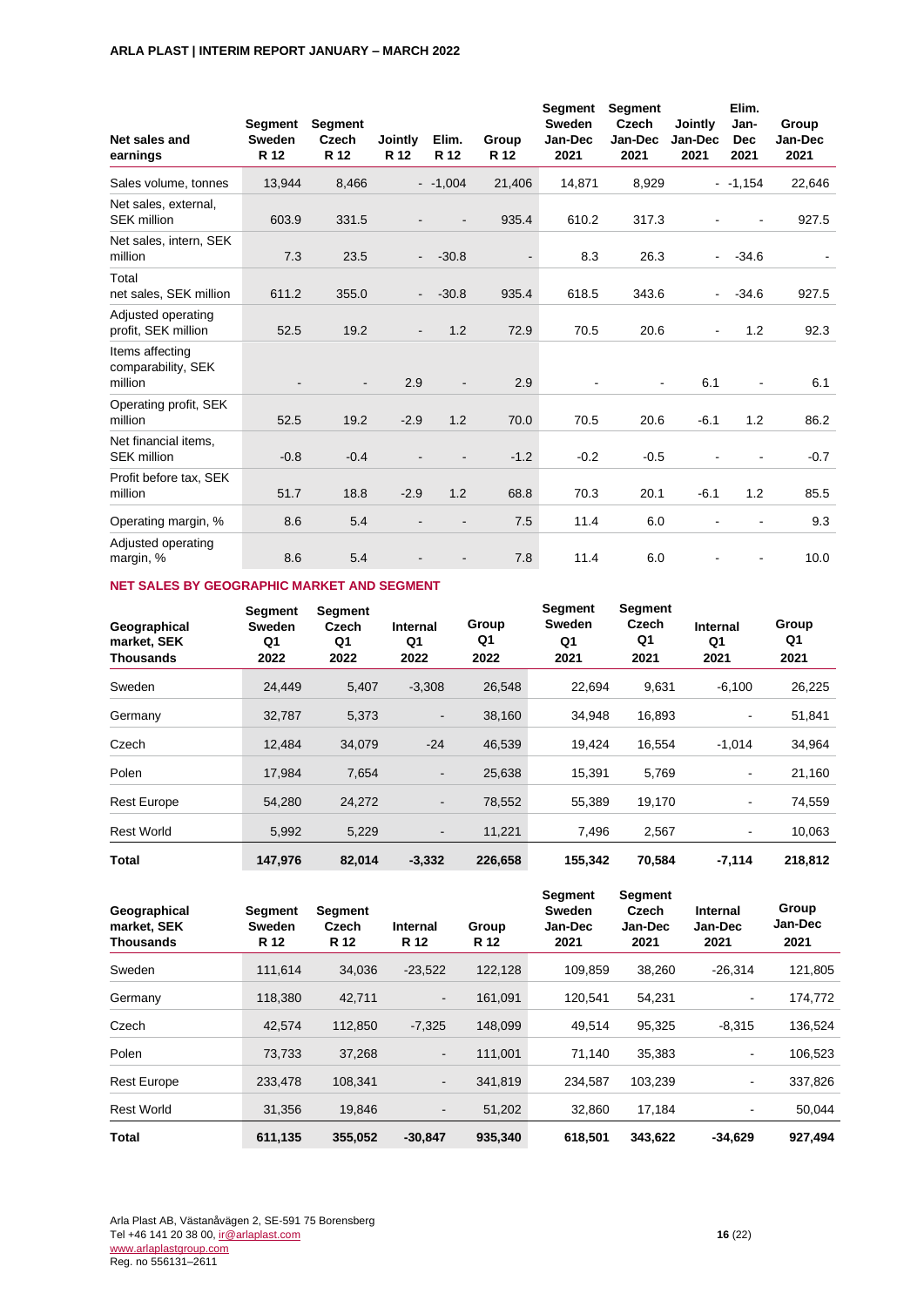| Net sales and earnings | Segment Sweden R 12 | Segment Czech R 12 | Jointly R 12 | Elim. R 12 | Group R 12 | Segment Sweden Jan-Dec 2021 | Segment Czech Jan-Dec 2021 | Jointly Jan-Dec 2021 | Elim. Jan-Dec 2021 | Group Jan-Dec 2021 |
|---|---|---|---|---|---|---|---|---|---|---|
| Sales volume, tonnes | 13,944 | 8,466 | - | -1,004 | 21,406 | 14,871 | 8,929 | - | -1,154 | 22,646 |
| Net sales, external, SEK million | 603.9 | 331.5 | - | - | 935.4 | 610.2 | 317.3 | - | - | 927.5 |
| Net sales, intern, SEK million | 7.3 | 23.5 | - | -30.8 | - | 8.3 | 26.3 | - | -34.6 | - |
| Total net sales, SEK million | 611.2 | 355.0 | - | -30.8 | 935.4 | 618.5 | 343.6 | - | -34.6 | 927.5 |
| Adjusted operating profit, SEK million | 52.5 | 19.2 | - | 1.2 | 72.9 | 70.5 | 20.6 | - | 1.2 | 92.3 |
| Items affecting comparability, SEK million | - | - | 2.9 | - | 2.9 | - | - | 6.1 | - | 6.1 |
| Operating profit, SEK million | 52.5 | 19.2 | -2.9 | 1.2 | 70.0 | 70.5 | 20.6 | -6.1 | 1.2 | 86.2 |
| Net financial items, SEK million | -0.8 | -0.4 | - | - | -1.2 | -0.2 | -0.5 | - | - | -0.7 |
| Profit before tax, SEK million | 51.7 | 18.8 | -2.9 | 1.2 | 68.8 | 70.3 | 20.1 | -6.1 | 1.2 | 85.5 |
| Operating margin, % | 8.6 | 5.4 | - | - | 7.5 | 11.4 | 6.0 | - | - | 9.3 |
| Adjusted operating margin, % | 8.6 | 5.4 | - | - | 7.8 | 11.4 | 6.0 | - | - | 10.0 |

## NET SALES BY GEOGRAPHIC MARKET AND SEGMENT

| Geographical market, SEK Thousands | Segment Sweden Q1 2022 | Segment Czech Q1 2022 | Internal Q1 2022 | Group Q1 2022 | Segment Sweden Q1 2021 | Segment Czech Q1 2021 | Internal Q1 2021 | Group Q1 2021 |
|---|---|---|---|---|---|---|---|---|
| Sweden | 24,449 | 5,407 | -3,308 | 26,548 | 22,694 | 9,631 | -6,100 | 26,225 |
| Germany | 32,787 | 5,373 | - | 38,160 | 34,948 | 16,893 | - | 51,841 |
| Czech | 12,484 | 34,079 | -24 | 46,539 | 19,424 | 16,554 | -1,014 | 34,964 |
| Polen | 17,984 | 7,654 | - | 25,638 | 15,391 | 5,769 | - | 21,160 |
| Rest Europe | 54,280 | 24,272 | - | 78,552 | 55,389 | 19,170 | - | 74,559 |
| Rest World | 5,992 | 5,229 | - | 11,221 | 7,496 | 2,567 | - | 10,063 |
| **Total** | **147,976** | **82,014** | **-3,332** | **226,658** | **155,342** | **70,584** | **-7,114** | **218,812** |

| Geographical market, SEK Thousands | Segment Sweden R 12 | Segment Czech R 12 | Internal R 12 | Group R 12 | Segment Sweden Jan-Dec 2021 | Segment Czech Jan-Dec 2021 | Internal Jan-Dec 2021 | Group Jan-Dec 2021 |
|---|---|---|---|---|---|---|---|---|
| Sweden | 111,614 | 34,036 | -23,522 | 122,128 | 109,859 | 38,260 | -26,314 | 121,805 |
| Germany | 118,380 | 42,711 | - | 161,091 | 120,541 | 54,231 | - | 174,772 |
| Czech | 42,574 | 112,850 | -7,325 | 148,099 | 49,514 | 95,325 | -8,315 | 136,524 |
| Polen | 73,733 | 37,268 | - | 111,001 | 71,140 | 35,383 | - | 106,523 |
| Rest Europe | 233,478 | 108,341 | - | 341,819 | 234,587 | 103,239 | - | 337,826 |
| Rest World | 31,356 | 19,846 | - | 51,202 | 32,860 | 17,184 | - | 50,044 |
| **Total** | **611,135** | **355,052** | **-30,847** | **935,340** | **618,501** | **343,622** | **-34,629** | **927,494** |

Arla Plast AB, Västanåvägen 2, SE-591 75 Borensberg
Tel +46 141 20 38 00, ir@arlaplast.com
www.arlaplastgroup.com
Reg. no 556131–2611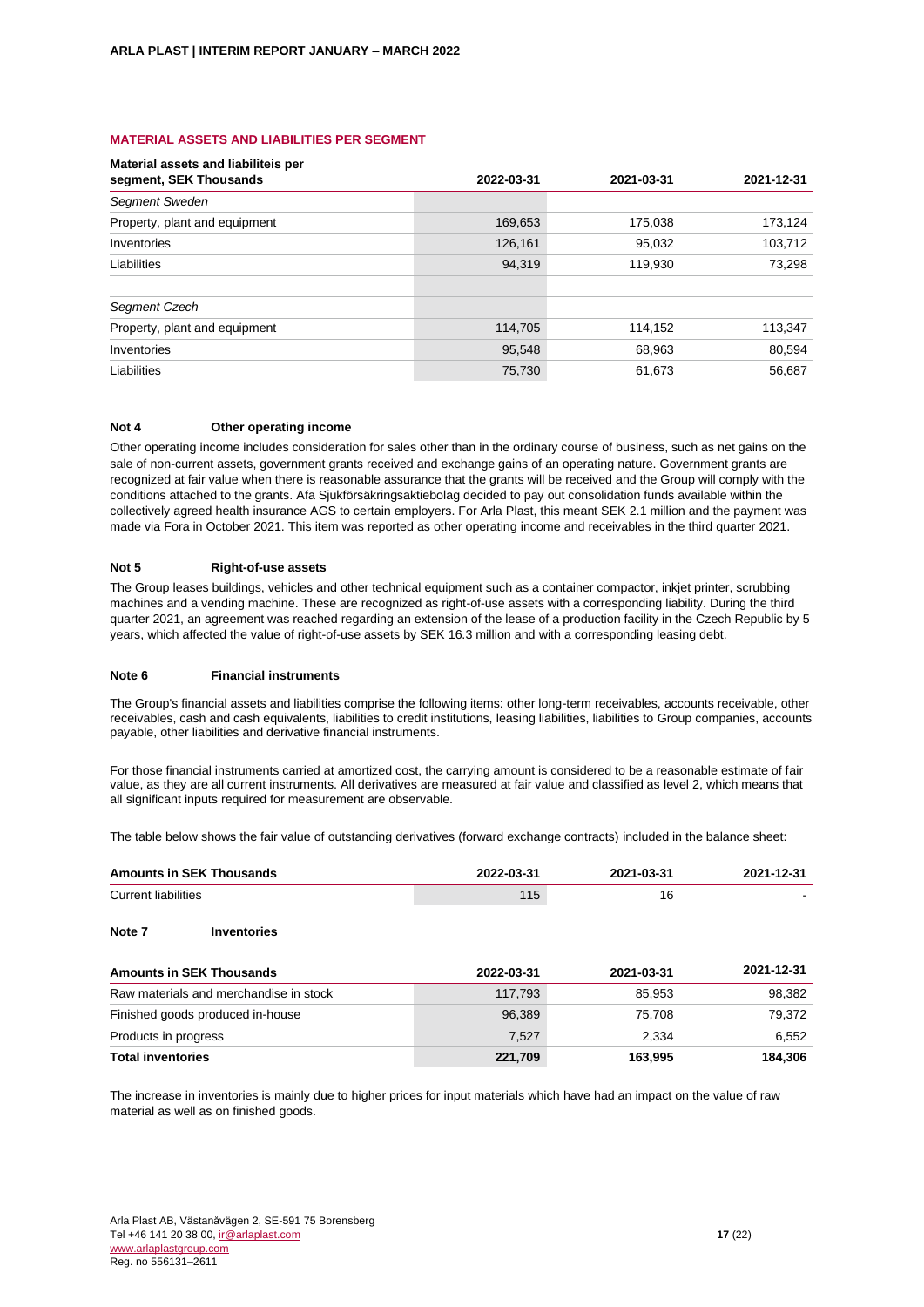## MATERIAL ASSETS AND LIABILITIES PER SEGMENT

| Material assets and liabiliteis per segment, SEK Thousands | 2022-03-31 | 2021-03-31 | 2021-12-31 |
|---|---|---|---|
| *Segment Sweden* | | | |
| Property, plant and equipment | 169,653 | 175,038 | 173,124 |
| Inventories | 126,161 | 95,032 | 103,712 |
| Liabilities | 94,319 | 119,930 | 73,298 |
| | | | |
| *Segment Czech* | | | |
| Property, plant and equipment | 114,705 | 114,152 | 113,347 |
| Inventories | 95,548 | 68,963 | 80,594 |
| Liabilities | 75,730 | 61,673 | 56,687 |

### Not 4 Other operating income

Other operating income includes consideration for sales other than in the ordinary course of business, such as net gains on the sale of non-current assets, government grants received and exchange gains of an operating nature. Government grants are recognized at fair value when there is reasonable assurance that the grants will be received and the Group will comply with the conditions attached to the grants. Afa Sjukförsäkringsaktiebolag decided to pay out consolidation funds available within the collectively agreed health insurance AGS to certain employers. For Arla Plast, this meant SEK 2.1 million and the payment was made via Fora in October 2021. This item was reported as other operating income and receivables in the third quarter 2021.

### Not 5 Right-of-use assets

The Group leases buildings, vehicles and other technical equipment such as a container compactor, inkjet printer, scrubbing machines and a vending machine. These are recognized as right-of-use assets with a corresponding liability. During the third quarter 2021, an agreement was reached regarding an extension of the lease of a production facility in the Czech Republic by 5 years, which affected the value of right-of-use assets by SEK 16.3 million and with a corresponding leasing debt.

### Note 6 Financial instruments

The Group's financial assets and liabilities comprise the following items: other long-term receivables, accounts receivable, other receivables, cash and cash equivalents, liabilities to credit institutions, leasing liabilities, liabilities to Group companies, accounts payable, other liabilities and derivative financial instruments.

For those financial instruments carried at amortized cost, the carrying amount is considered to be a reasonable estimate of fair value, as they are all current instruments. All derivatives are measured at fair value and classified as level 2, which means that all significant inputs required for measurement are observable.

The table below shows the fair value of outstanding derivatives (forward exchange contracts) included in the balance sheet:

| Amounts in SEK Thousands | 2022-03-31 | 2021-03-31 | 2021-12-31 |
|---|---|---|---|
| Current liabilities | 115 | 16 | - |

### Note 7 Inventories

| Amounts in SEK Thousands | 2022-03-31 | 2021-03-31 | 2021-12-31 |
|---|---|---|---|
| Raw materials and merchandise in stock | 117,793 | 85,953 | 98,382 |
| Finished goods produced in-house | 96,389 | 75,708 | 79,372 |
| Products in progress | 7,527 | 2,334 | 6,552 |
| **Total inventories** | **221,709** | **163,995** | **184,306** |

The increase in inventories is mainly due to higher prices for input materials which have had an impact on the value of raw material as well as on finished goods.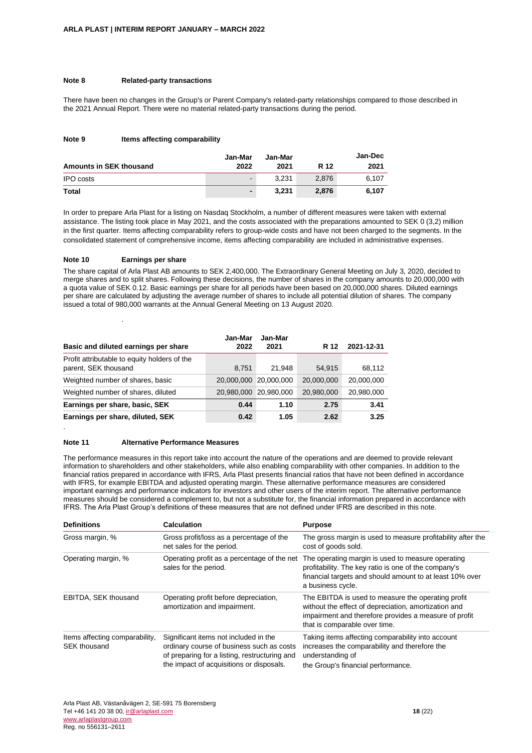### Note 8 Related-party transactions

There have been no changes in the Group's or Parent Company's related-party relationships compared to those described in the 2021 Annual Report. There were no material related-party transactions during the period.

### Note 9 Items affecting comparability

| Amounts in SEK thousand | Jan-Mar 2022 | Jan-Mar 2021 | R 12 | Jan-Dec 2021 |
|---|---|---|---|---|
| IPO costs | - | 3,231 | 2,876 | 6,107 |
| **Total** | **-** | **3,231** | **2,876** | **6,107** |

In order to prepare Arla Plast for a listing on Nasdaq Stockholm, a number of different measures were taken with external assistance. The listing took place in May 2021, and the costs associated with the preparations amounted to SEK 0 (3,2) million in the first quarter. Items affecting comparability refers to group-wide costs and have not been charged to the segments. In the consolidated statement of comprehensive income, items affecting comparability are included in administrative expenses.

### Note 10 Earnings per share

The share capital of Arla Plast AB amounts to SEK 2,400,000. The Extraordinary General Meeting on July 3, 2020, decided to merge shares and to split shares. Following these decisions, the number of shares in the company amounts to 20,000,000 with a quota value of SEK 0.12. Basic earnings per share for all periods have been based on 20,000,000 shares. Diluted earnings per share are calculated by adjusting the average number of shares to include all potential dilution of shares. The company issued a total of 980,000 warrants at the Annual General Meeting on 13 August 2020.

| Basic and diluted earnings per share | Jan-Mar 2022 | Jan-Mar 2021 | R 12 | 2021-12-31 |
|---|---|---|---|---|
| Profit attributable to equity holders of the parent, SEK thousand | 8,751 | 21,948 | 54,915 | 68,112 |
| Weighted number of shares, basic | 20,000,000 | 20,000,000 | 20,000,000 | 20,000,000 |
| Weighted number of shares, diluted | 20,980,000 | 20,980,000 | 20,980,000 | 20,980,000 |
| **Earnings per share, basic, SEK** | **0.44** | **1.10** | **2.75** | **3.41** |
| **Earnings per share, diluted, SEK** | **0.42** | **1.05** | **2.62** | **3.25** |

### Note 11 Alternative Performance Measures

The performance measures in this report take into account the nature of the operations and are deemed to provide relevant information to shareholders and other stakeholders, while also enabling comparability with other companies. In addition to the financial ratios prepared in accordance with IFRS, Arla Plast presents financial ratios that have not been defined in accordance with IFRS, for example EBITDA and adjusted operating margin. These alternative performance measures are considered important earnings and performance indicators for investors and other users of the interim report. The alternative performance measures should be considered a complement to, but not a substitute for, the financial information prepared in accordance with IFRS. The Arla Plast Group's definitions of these measures that are not defined under IFRS are described in this note.

| Definitions | Calculation | Purpose |
|---|---|---|
| Gross margin, % | Gross profit/loss as a percentage of the net sales for the period. | The gross margin is used to measure profitability after the cost of goods sold. |
| Operating margin, % | Operating profit as a percentage of the net sales for the period. | The operating margin is used to measure operating profitability. The key ratio is one of the company's financial targets and should amount to at least 10% over a business cycle. |
| EBITDA, SEK thousand | Operating profit before depreciation, amortization and impairment. | The EBITDA is used to measure the operating profit without the effect of depreciation, amortization and impairment and therefore provides a measure of profit that is comparable over time. |
| Items affecting comparability, SEK thousand | Significant items not included in the ordinary course of business such as costs of preparing for a listing, restructuring and the impact of acquisitions or disposals. | Taking items affecting comparability into account increases the comparability and therefore the understanding of the Group's financial performance. |

Arla Plast AB, Västanåvägen 2, SE-591 75 Borensberg
Tel +46 141 20 38 00, ir@arlaplast.com
www.arlaplastgroup.com
Reg. no 556131–2611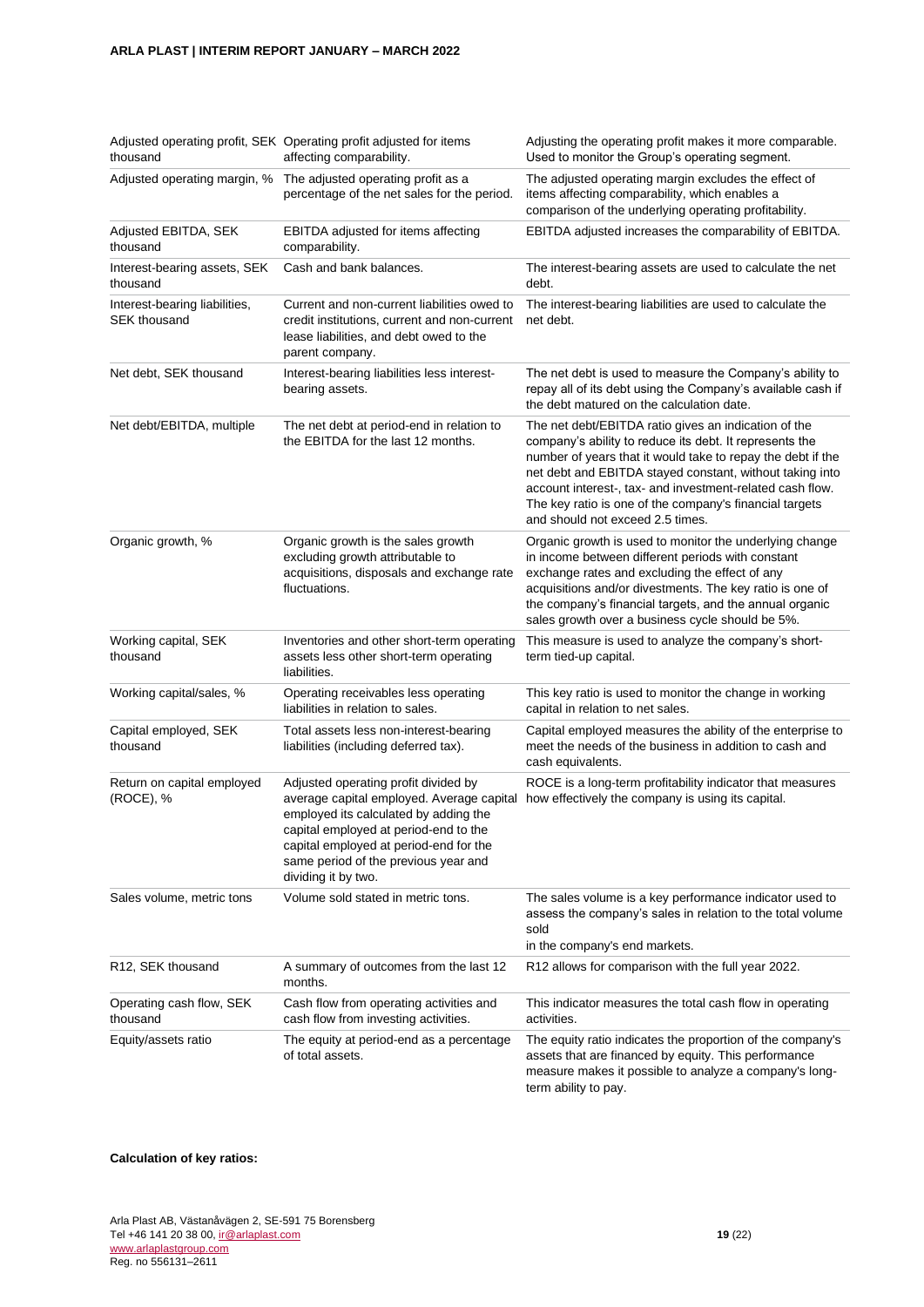| | | |
|---|---|---|
| Adjusted operating profit, SEK thousand | Operating profit adjusted for items affecting comparability. | Adjusting the operating profit makes it more comparable. Used to monitor the Group's operating segment. |
| Adjusted operating margin, % | The adjusted operating profit as a percentage of the net sales for the period. | The adjusted operating margin excludes the effect of items affecting comparability, which enables a comparison of the underlying operating profitability. |
| Adjusted EBITDA, SEK thousand | EBITDA adjusted for items affecting comparability. | EBITDA adjusted increases the comparability of EBITDA. |
| Interest-bearing assets, SEK thousand | Cash and bank balances. | The interest-bearing assets are used to calculate the net debt. |
| Interest-bearing liabilities, SEK thousand | Current and non-current liabilities owed to credit institutions, current and non-current lease liabilities, and debt owed to the parent company. | The interest-bearing liabilities are used to calculate the net debt. |
| Net debt, SEK thousand | Interest-bearing liabilities less interest-bearing assets. | The net debt is used to measure the Company's ability to repay all of its debt using the Company's available cash if the debt matured on the calculation date. |
| Net debt/EBITDA, multiple | The net debt at period-end in relation to the EBITDA for the last 12 months. | The net debt/EBITDA ratio gives an indication of the company's ability to reduce its debt. It represents the number of years that it would take to repay the debt if the net debt and EBITDA stayed constant, without taking into account interest-, tax- and investment-related cash flow. The key ratio is one of the company's financial targets and should not exceed 2.5 times. |
| Organic growth, % | Organic growth is the sales growth excluding growth attributable to acquisitions, disposals and exchange rate fluctuations. | Organic growth is used to monitor the underlying change in income between different periods with constant exchange rates and excluding the effect of any acquisitions and/or divestments. The key ratio is one of the company's financial targets, and the annual organic sales growth over a business cycle should be 5%. |
| Working capital, SEK thousand | Inventories and other short-term operating assets less other short-term operating liabilities. | This measure is used to analyze the company's short-term tied-up capital. |
| Working capital/sales, % | Operating receivables less operating liabilities in relation to sales. | This key ratio is used to monitor the change in working capital in relation to net sales. |
| Capital employed, SEK thousand | Total assets less non-interest-bearing liabilities (including deferred tax). | Capital employed measures the ability of the enterprise to meet the needs of the business in addition to cash and cash equivalents. |
| Return on capital employed (ROCE), % | Adjusted operating profit divided by average capital employed. Average capital employed its calculated by adding the capital employed at period-end to the capital employed at period-end for the same period of the previous year and dividing it by two. | ROCE is a long-term profitability indicator that measures how effectively the company is using its capital. |
| Sales volume, metric tons | Volume sold stated in metric tons. | The sales volume is a key performance indicator used to assess the company's sales in relation to the total volume sold in the company's end markets. |
| R12, SEK thousand | A summary of outcomes from the last 12 months. | R12 allows for comparison with the full year 2022. |
| Operating cash flow, SEK thousand | Cash flow from operating activities and cash flow from investing activities. | This indicator measures the total cash flow in operating activities. |
| Equity/assets ratio | The equity at period-end as a percentage of total assets. | The equity ratio indicates the proportion of the company's assets that are financed by equity. This performance measure makes it possible to analyze a company's long-term ability to pay. |

**Calculation of key ratios:**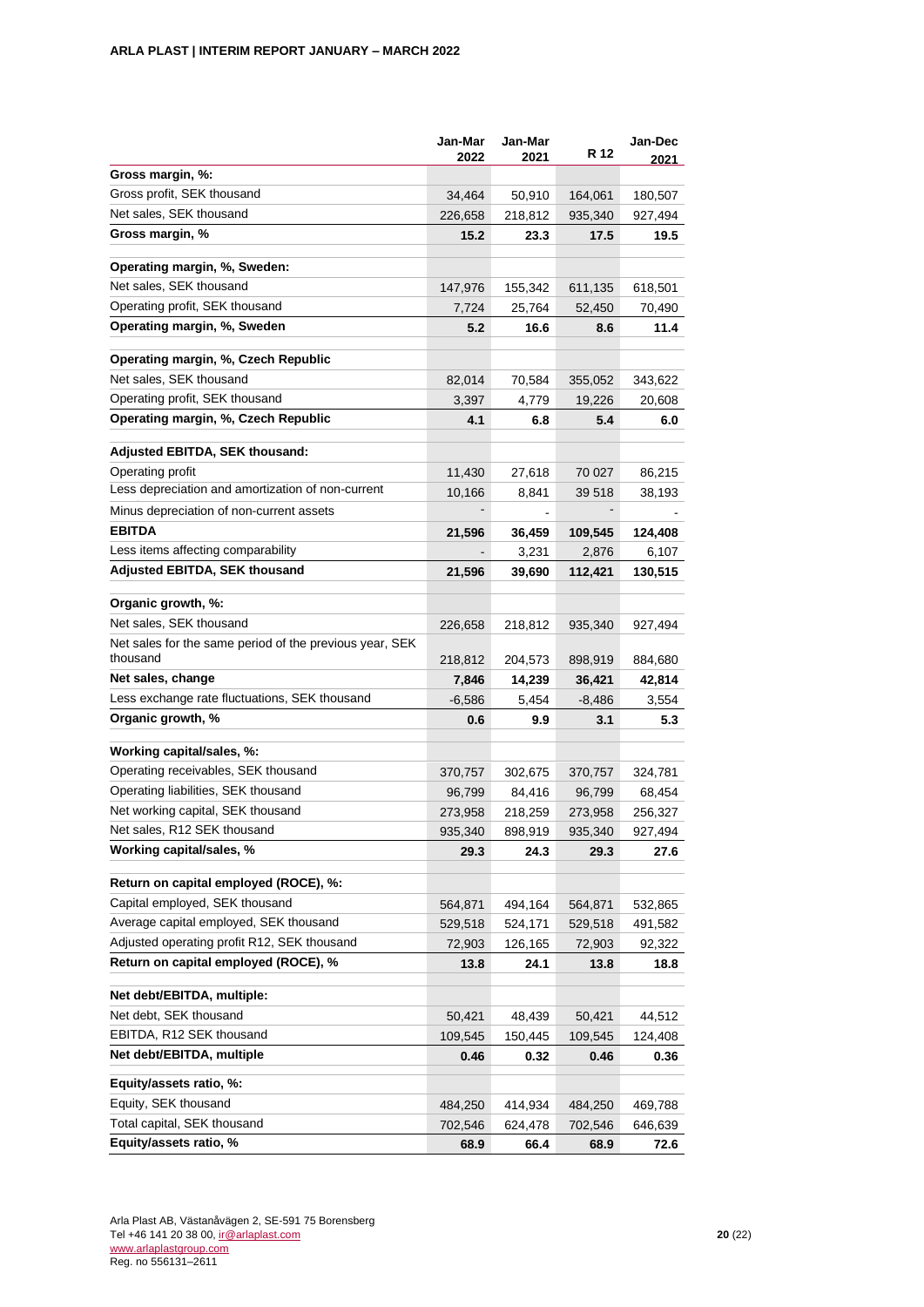| | Jan-Mar 2022 | Jan-Mar 2021 | R 12 | Jan-Dec 2021 |
|---|---|---|---|---|
| **Gross margin, %:** | | | | |
| Gross profit, SEK thousand | 34,464 | 50,910 | 164,061 | 180,507 |
| Net sales, SEK thousand | 226,658 | 218,812 | 935,340 | 927,494 |
| **Gross margin, %** | **15.2** | **23.3** | **17.5** | **19.5** |
| | | | | |
| **Operating margin, %, Sweden:** | | | | |
| Net sales, SEK thousand | 147,976 | 155,342 | 611,135 | 618,501 |
| Operating profit, SEK thousand | 7,724 | 25,764 | 52,450 | 70,490 |
| **Operating margin, %, Sweden** | **5.2** | **16.6** | **8.6** | **11.4** |
| | | | | |
| **Operating margin, %, Czech Republic** | | | | |
| Net sales, SEK thousand | 82,014 | 70,584 | 355,052 | 343,622 |
| Operating profit, SEK thousand | 3,397 | 4,779 | 19,226 | 20,608 |
| **Operating margin, %, Czech Republic** | **4.1** | **6.8** | **5.4** | **6.0** |
| | | | | |
| **Adjusted EBITDA, SEK thousand:** | | | | |
| Operating profit | 11,430 | 27,618 | 70 027 | 86,215 |
| Less depreciation and amortization of non-current | 10,166 | 8,841 | 39 518 | 38,193 |
| Minus depreciation of non-current assets | - | - | - | - |
| **EBITDA** | **21,596** | **36,459** | **109,545** | **124,408** |
| Less items affecting comparability | - | 3,231 | 2,876 | 6,107 |
| **Adjusted EBITDA, SEK thousand** | **21,596** | **39,690** | **112,421** | **130,515** |
| | | | | |
| **Organic growth, %:** | | | | |
| Net sales, SEK thousand | 226,658 | 218,812 | 935,340 | 927,494 |
| Net sales for the same period of the previous year, SEK thousand | 218,812 | 204,573 | 898,919 | 884,680 |
| **Net sales, change** | **7,846** | **14,239** | **36,421** | **42,814** |
| Less exchange rate fluctuations, SEK thousand | -6,586 | 5,454 | -8,486 | 3,554 |
| **Organic growth, %** | **0.6** | **9.9** | **3.1** | **5.3** |
| | | | | |
| **Working capital/sales, %:** | | | | |
| Operating receivables, SEK thousand | 370,757 | 302,675 | 370,757 | 324,781 |
| Operating liabilities, SEK thousand | 96,799 | 84,416 | 96,799 | 68,454 |
| Net working capital, SEK thousand | 273,958 | 218,259 | 273,958 | 256,327 |
| Net sales, R12 SEK thousand | 935,340 | 898,919 | 935,340 | 927,494 |
| **Working capital/sales, %** | **29.3** | **24.3** | **29.3** | **27.6** |
| | | | | |
| **Return on capital employed (ROCE), %:** | | | | |
| Capital employed, SEK thousand | 564,871 | 494,164 | 564,871 | 532,865 |
| Average capital employed, SEK thousand | 529,518 | 524,171 | 529,518 | 491,582 |
| Adjusted operating profit R12, SEK thousand | 72,903 | 126,165 | 72,903 | 92,322 |
| **Return on capital employed (ROCE), %** | **13.8** | **24.1** | **13.8** | **18.8** |
| | | | | |
| **Net debt/EBITDA, multiple:** | | | | |
| Net debt, SEK thousand | 50,421 | 48,439 | 50,421 | 44,512 |
| EBITDA, R12 SEK thousand | 109,545 | 150,445 | 109,545 | 124,408 |
| **Net debt/EBITDA, multiple** | **0.46** | **0.32** | **0.46** | **0.36** |
| | | | | |
| **Equity/assets ratio, %:** | | | | |
| Equity, SEK thousand | 484,250 | 414,934 | 484,250 | 469,788 |
| Total capital, SEK thousand | 702,546 | 624,478 | 702,546 | 646,639 |
| **Equity/assets ratio, %** | **68.9** | **66.4** | **68.9** | **72.6** |

Arla Plast AB, Västanåvägen 2, SE-591 75 Borensberg
Tel +46 141 20 38 00, ir@arlaplast.com
www.arlaplastgroup.com
Reg. no 556131–2611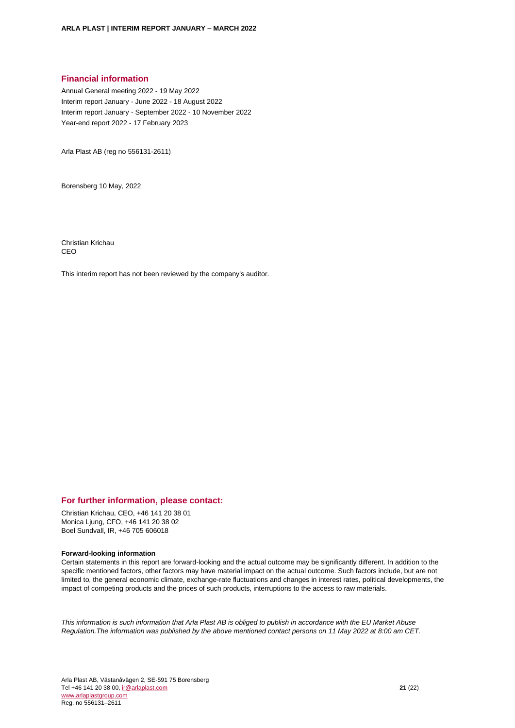## Financial information

Annual General meeting 2022 - 19 May 2022
Interim report January - June 2022 - 18 August 2022
Interim report January - September 2022 - 10 November 2022
Year-end report 2022 - 17 February 2023

Arla Plast AB (reg no 556131-2611)

Borensberg 10 May, 2022

Christian Krichau
CEO

This interim report has not been reviewed by the company's auditor.

## For further information, please contact:

Christian Krichau, CEO, +46 141 20 38 01
Monica Ljung, CFO, +46 141 20 38 02
Boel Sundvall, IR, +46 705 606018

**Forward-looking information**

Certain statements in this report are forward-looking and the actual outcome may be significantly different. In addition to the specific mentioned factors, other factors may have material impact on the actual outcome. Such factors include, but are not limited to, the general economic climate, exchange-rate fluctuations and changes in interest rates, political developments, the impact of competing products and the prices of such products, interruptions to the access to raw materials.

*This information is such information that Arla Plast AB is obliged to publish in accordance with the EU Market Abuse Regulation.The information was published by the above mentioned contact persons on 11 May 2022 at 8:00 am CET.*

Arla Plast AB, Västanåvägen 2, SE-591 75 Borensberg
Tel +46 141 20 38 00, ir@arlaplast.com
www.arlaplastgroup.com
Reg. no 556131–2611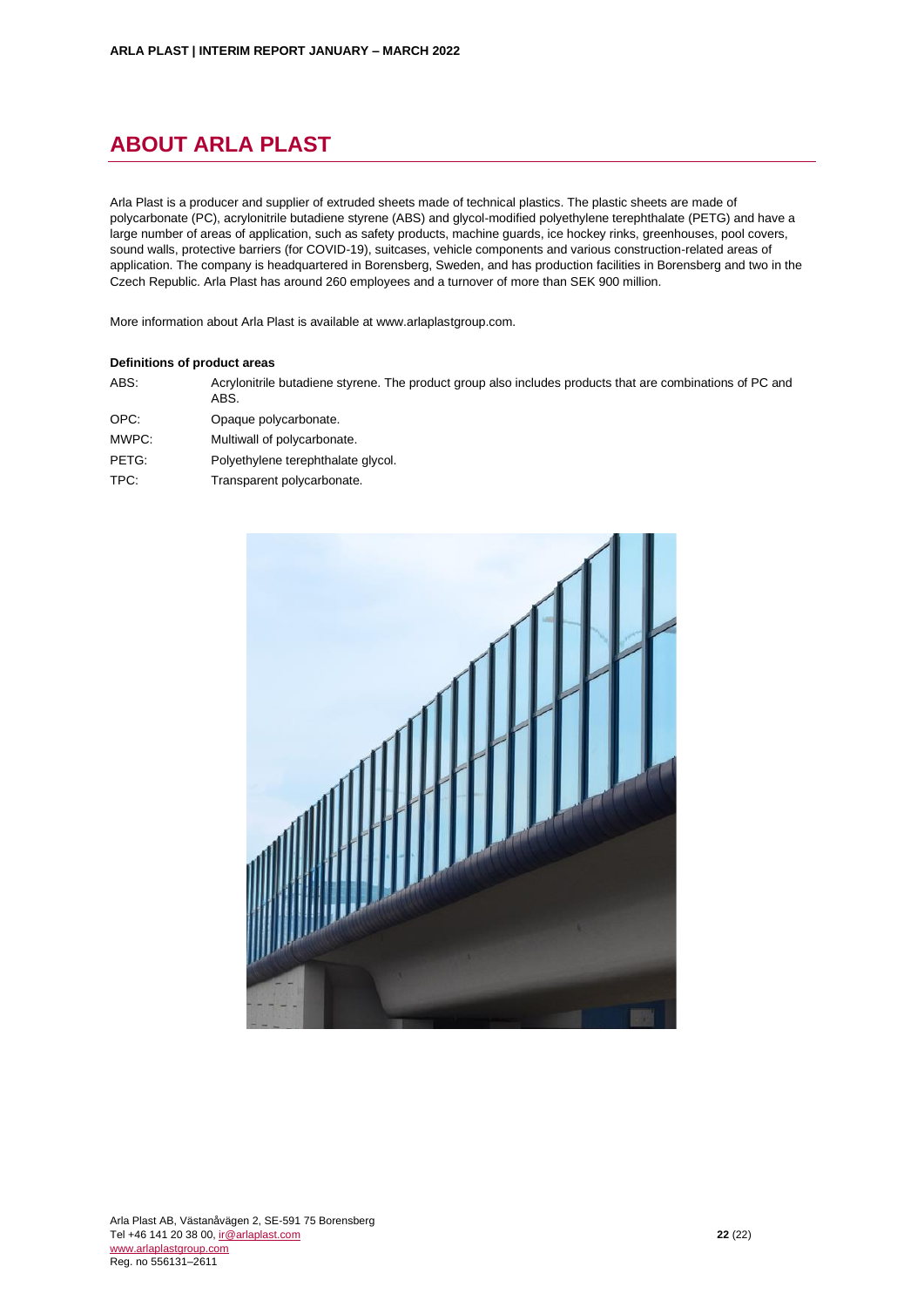# ABOUT ARLA PLAST

Arla Plast is a producer and supplier of extruded sheets made of technical plastics. The plastic sheets are made of polycarbonate (PC), acrylonitrile butadiene styrene (ABS) and glycol-modified polyethylene terephthalate (PETG) and have a large number of areas of application, such as safety products, machine guards, ice hockey rinks, greenhouses, pool covers, sound walls, protective barriers (for COVID-19), suitcases, vehicle components and various construction-related areas of application. The company is headquartered in Borensberg, Sweden, and has production facilities in Borensberg and two in the Czech Republic. Arla Plast has around 260 employees and a turnover of more than SEK 900 million.

More information about Arla Plast is available at www.arlaplastgroup.com.

**Definitions of product areas**

| | |
|---|---|
| ABS: | Acrylonitrile butadiene styrene. The product group also includes products that are combinations of PC and ABS. |
| OPC: | Opaque polycarbonate. |
| MWPC: | Multiwall of polycarbonate. |
| PETG: | Polyethylene terephthalate glycol. |
| TPC: | Transparent polycarbonate. |

Arla Plast AB, Västanåvägen 2, SE-591 75 Borensberg
Tel +46 141 20 38 00, ir@arlaplast.com
www.arlaplastgroup.com
Reg. no 556131–2611